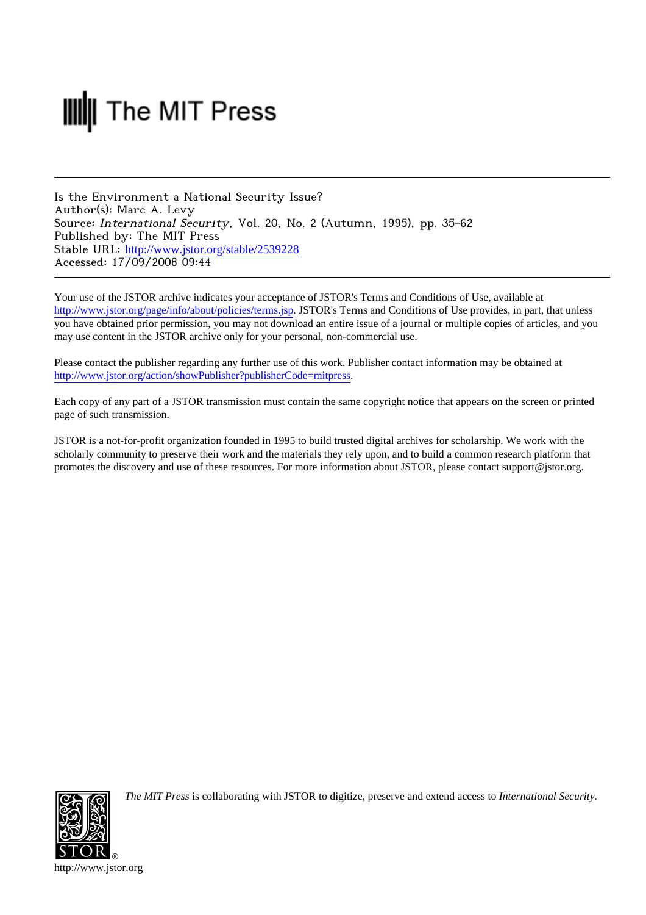The MIT Press

Is the Environment a National Security Issue?
Author(s): Marc A. Levy
Source: *International Security*, Vol. 20, No. 2 (Autumn, 1995), pp. 35-62
Published by: The MIT Press
Stable URL: http://www.jstor.org/stable/2539228
Accessed: 17/09/2008 09:44

Your use of the JSTOR archive indicates your acceptance of JSTOR's Terms and Conditions of Use, available at http://www.jstor.org/page/info/about/policies/terms.jsp. JSTOR's Terms and Conditions of Use provides, in part, that unless you have obtained prior permission, you may not download an entire issue of a journal or multiple copies of articles, and you may use content in the JSTOR archive only for your personal, non-commercial use.

Please contact the publisher regarding any further use of this work. Publisher contact information may be obtained at http://www.jstor.org/action/showPublisher?publisherCode=mitpress.

Each copy of any part of a JSTOR transmission must contain the same copyright notice that appears on the screen or printed page of such transmission.

JSTOR is a not-for-profit organization founded in 1995 to build trusted digital archives for scholarship. We work with the scholarly community to preserve their work and the materials they rely upon, and to build a common research platform that promotes the discovery and use of these resources. For more information about JSTOR, please contact support@jstor.org.

*The MIT Press* is collaborating with JSTOR to digitize, preserve and extend access to *International Security*.

http://www.jstor.org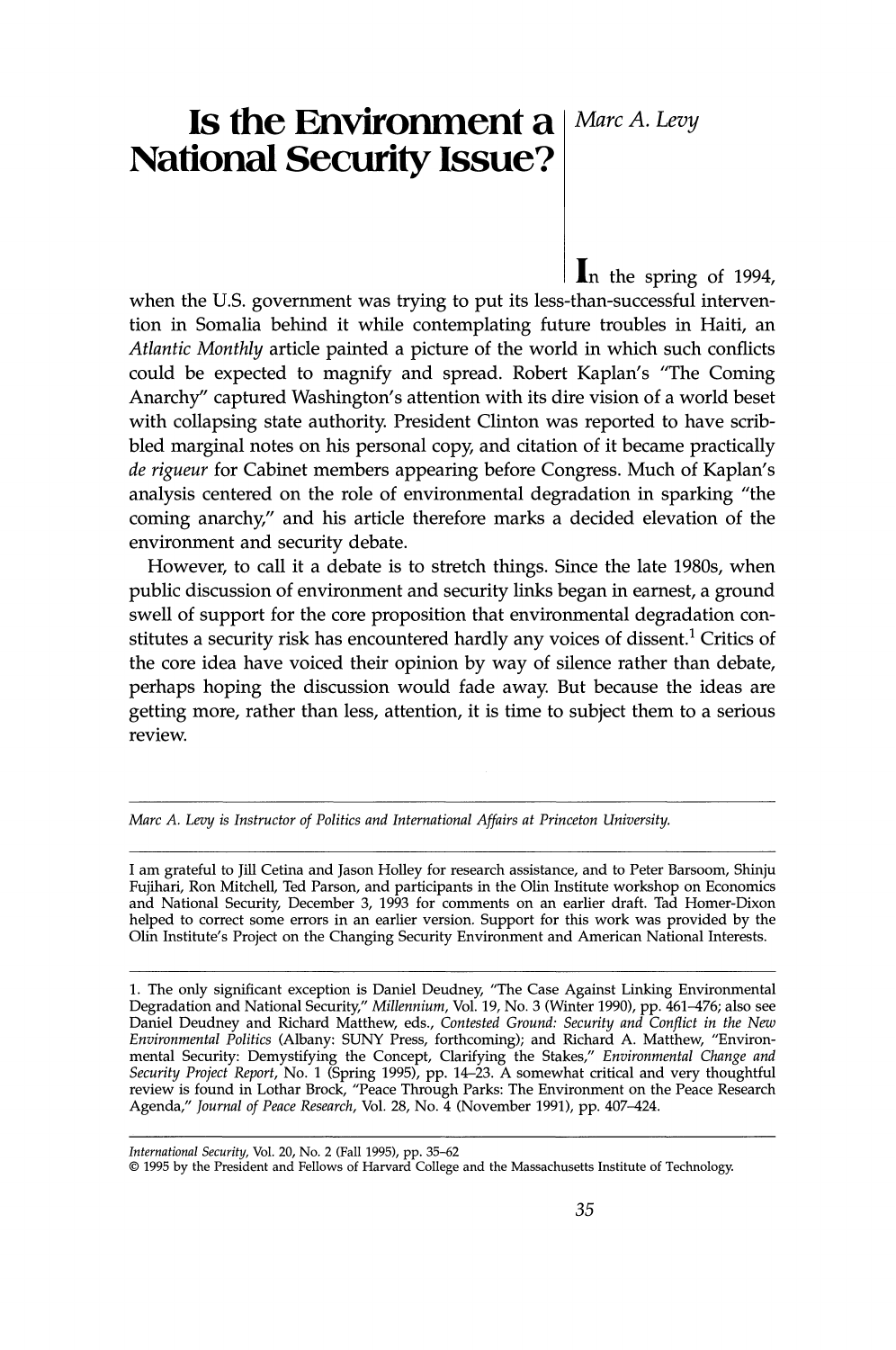# Is the Environment a National Security Issue?

*Marc A. Levy*

In the spring of 1994, when the U.S. government was trying to put its less-than-successful intervention in Somalia behind it while contemplating future troubles in Haiti, an *Atlantic Monthly* article painted a picture of the world in which such conflicts could be expected to magnify and spread. Robert Kaplan's "The Coming Anarchy" captured Washington's attention with its dire vision of a world beset with collapsing state authority. President Clinton was reported to have scribbled marginal notes on his personal copy, and citation of it became practically *de rigueur* for Cabinet members appearing before Congress. Much of Kaplan's analysis centered on the role of environmental degradation in sparking "the coming anarchy," and his article therefore marks a decided elevation of the environment and security debate.

However, to call it a debate is to stretch things. Since the late 1980s, when public discussion of environment and security links began in earnest, a ground swell of support for the core proposition that environmental degradation constitutes a security risk has encountered hardly any voices of dissent.[1] Critics of the core idea have voiced their opinion by way of silence rather than debate, perhaps hoping the discussion would fade away. But because the ideas are getting more, rather than less, attention, it is time to subject them to a serious review.

---

*Marc A. Levy is Instructor of Politics and International Affairs at Princeton University.*

I am grateful to Jill Cetina and Jason Holley for research assistance, and to Peter Barsoom, Shinju Fujihari, Ron Mitchell, Ted Parson, and participants in the Olin Institute workshop on Economics and National Security, December 3, 1993 for comments on an earlier draft. Tad Homer-Dixon helped to correct some errors in an earlier version. Support for this work was provided by the Olin Institute's Project on the Changing Security Environment and American National Interests.

---

1. The only significant exception is Daniel Deudney, "The Case Against Linking Environmental Degradation and National Security," *Millennium*, Vol. 19, No. 3 (Winter 1990), pp. 461–476; also see Daniel Deudney and Richard Matthew, eds., *Contested Ground: Security and Conflict in the New Environmental Politics* (Albany: SUNY Press, forthcoming); and Richard A. Matthew, "Environmental Security: Demystifying the Concept, Clarifying the Stakes," *Environmental Change and Security Project Report*, No. 1 (Spring 1995), pp. 14–23. A somewhat critical and very thoughtful review is found in Lothar Brock, "Peace Through Parks: The Environment on the Peace Research Agenda," *Journal of Peace Research*, Vol. 28, No. 4 (November 1991), pp. 407–424.

---

*International Security*, Vol. 20, No. 2 (Fall 1995), pp. 35–62
© 1995 by the President and Fellows of Harvard College and the Massachusetts Institute of Technology.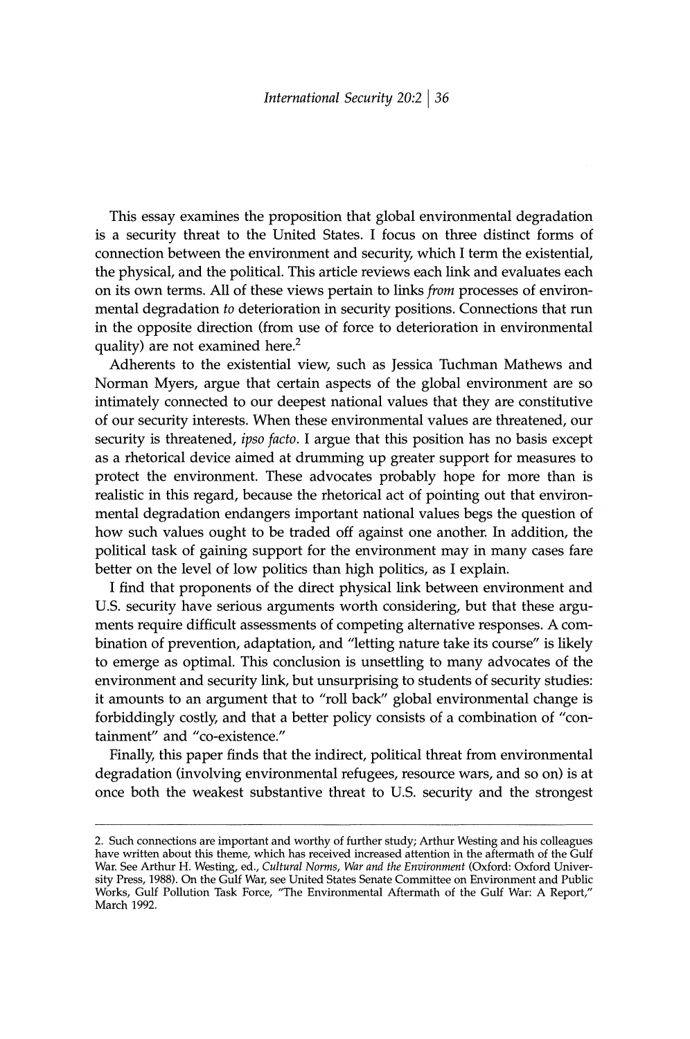This essay examines the proposition that global environmental degradation is a security threat to the United States. I focus on three distinct forms of connection between the environment and security, which I term the existential, the physical, and the political. This article reviews each link and evaluates each on its own terms. All of these views pertain to links *from* processes of environmental degradation *to* deterioration in security positions. Connections that run in the opposite direction (from use of force to deterioration in environmental quality) are not examined here.[2]

Adherents to the existential view, such as Jessica Tuchman Mathews and Norman Myers, argue that certain aspects of the global environment are so intimately connected to our deepest national values that they are constitutive of our security interests. When these environmental values are threatened, our security is threatened, *ipso facto*. I argue that this position has no basis except as a rhetorical device aimed at drumming up greater support for measures to protect the environment. These advocates probably hope for more than is realistic in this regard, because the rhetorical act of pointing out that environmental degradation endangers important national values begs the question of how such values ought to be traded off against one another. In addition, the political task of gaining support for the environment may in many cases fare better on the level of low politics than high politics, as I explain.

I find that proponents of the direct physical link between environment and U.S. security have serious arguments worth considering, but that these arguments require difficult assessments of competing alternative responses. A combination of prevention, adaptation, and "letting nature take its course" is likely to emerge as optimal. This conclusion is unsettling to many advocates of the environment and security link, but unsurprising to students of security studies: it amounts to an argument that to "roll back" global environmental change is forbiddingly costly, and that a better policy consists of a combination of "containment" and "co-existence."

Finally, this paper finds that the indirect, political threat from environmental degradation (involving environmental refugees, resource wars, and so on) is at once both the weakest substantive threat to U.S. security and the strongest

---

2. Such connections are important and worthy of further study; Arthur Westing and his colleagues have written about this theme, which has received increased attention in the aftermath of the Gulf War. See Arthur H. Westing, ed., *Cultural Norms, War and the Environment* (Oxford: Oxford University Press, 1988). On the Gulf War, see United States Senate Committee on Environment and Public Works, Gulf Pollution Task Force, "The Environmental Aftermath of the Gulf War: A Report," March 1992.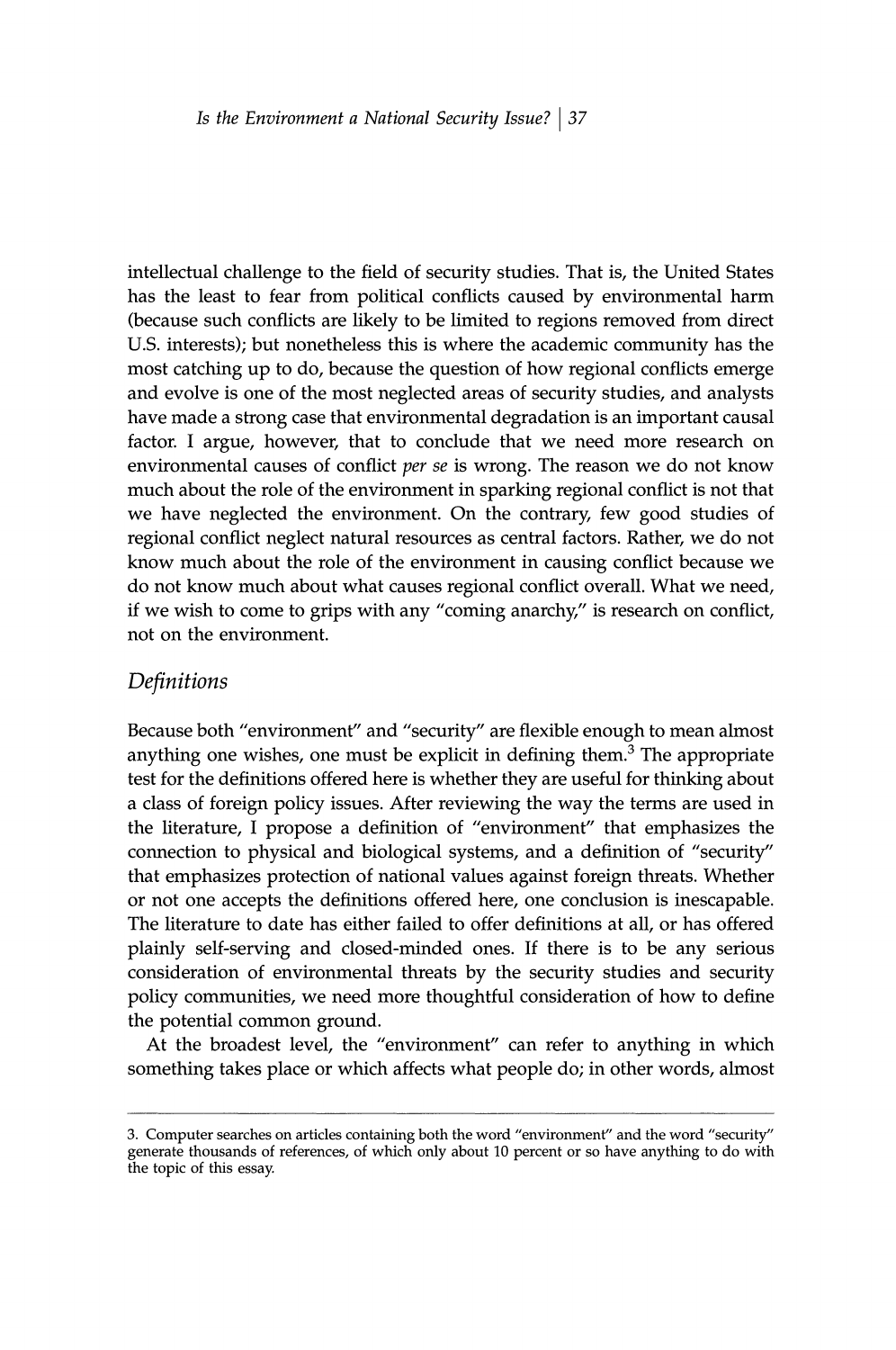intellectual challenge to the field of security studies. That is, the United States has the least to fear from political conflicts caused by environmental harm (because such conflicts are likely to be limited to regions removed from direct U.S. interests); but nonetheless this is where the academic community has the most catching up to do, because the question of how regional conflicts emerge and evolve is one of the most neglected areas of security studies, and analysts have made a strong case that environmental degradation is an important causal factor. I argue, however, that to conclude that we need more research on environmental causes of conflict *per se* is wrong. The reason we do not know much about the role of the environment in sparking regional conflict is not that we have neglected the environment. On the contrary, few good studies of regional conflict neglect natural resources as central factors. Rather, we do not know much about the role of the environment in causing conflict because we do not know much about what causes regional conflict overall. What we need, if we wish to come to grips with any "coming anarchy," is research on conflict, not on the environment.

## *Definitions*

Because both "environment" and "security" are flexible enough to mean almost anything one wishes, one must be explicit in defining them.[3] The appropriate test for the definitions offered here is whether they are useful for thinking about a class of foreign policy issues. After reviewing the way the terms are used in the literature, I propose a definition of "environment" that emphasizes the connection to physical and biological systems, and a definition of "security" that emphasizes protection of national values against foreign threats. Whether or not one accepts the definitions offered here, one conclusion is inescapable. The literature to date has either failed to offer definitions at all, or has offered plainly self-serving and closed-minded ones. If there is to be any serious consideration of environmental threats by the security studies and security policy communities, we need more thoughtful consideration of how to define the potential common ground.

At the broadest level, the "environment" can refer to anything in which something takes place or which affects what people do; in other words, almost

---

3. Computer searches on articles containing both the word "environment" and the word "security" generate thousands of references, of which only about 10 percent or so have anything to do with the topic of this essay.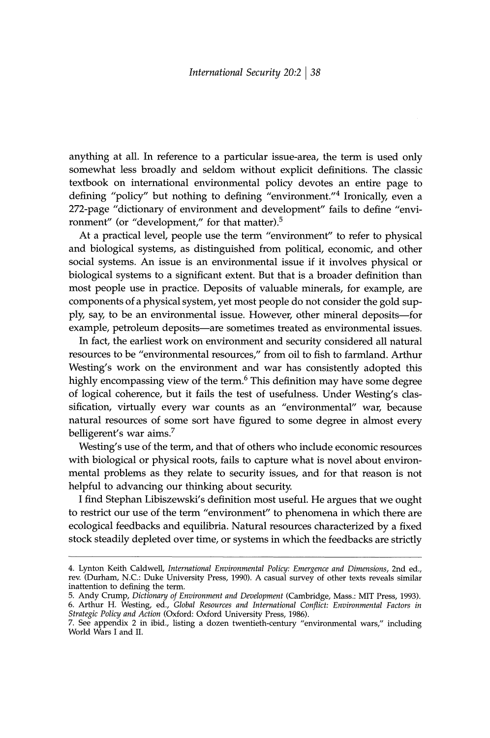anything at all. In reference to a particular issue-area, the term is used only somewhat less broadly and seldom without explicit definitions. The classic textbook on international environmental policy devotes an entire page to defining "policy" but nothing to defining "environment."[4] Ironically, even a 272-page "dictionary of environment and development" fails to define "environment" (or "development," for that matter).[5]

At a practical level, people use the term "environment" to refer to physical and biological systems, as distinguished from political, economic, and other social systems. An issue is an environmental issue if it involves physical or biological systems to a significant extent. But that is a broader definition than most people use in practice. Deposits of valuable minerals, for example, are components of a physical system, yet most people do not consider the gold supply, say, to be an environmental issue. However, other mineral deposits—for example, petroleum deposits—are sometimes treated as environmental issues.

In fact, the earliest work on environment and security considered all natural resources to be "environmental resources," from oil to fish to farmland. Arthur Westing's work on the environment and war has consistently adopted this highly encompassing view of the term.[6] This definition may have some degree of logical coherence, but it fails the test of usefulness. Under Westing's classification, virtually every war counts as an "environmental" war, because natural resources of some sort have figured to some degree in almost every belligerent's war aims.[7]

Westing's use of the term, and that of others who include economic resources with biological or physical roots, fails to capture what is novel about environmental problems as they relate to security issues, and for that reason is not helpful to advancing our thinking about security.

I find Stephan Libiszewski's definition most useful. He argues that we ought to restrict our use of the term "environment" to phenomena in which there are ecological feedbacks and equilibria. Natural resources characterized by a fixed stock steadily depleted over time, or systems in which the feedbacks are strictly

---

4. Lynton Keith Caldwell, *International Environmental Policy: Emergence and Dimensions*, 2nd ed., rev. (Durham, N.C.: Duke University Press, 1990). A casual survey of other texts reveals similar inattention to defining the term.

5. Andy Crump, *Dictionary of Environment and Development* (Cambridge, Mass.: MIT Press, 1993).

6. Arthur H. Westing, ed., *Global Resources and International Conflict: Environmental Factors in Strategic Policy and Action* (Oxford: Oxford University Press, 1986).

7. See appendix 2 in ibid., listing a dozen twentieth-century "environmental wars," including World Wars I and II.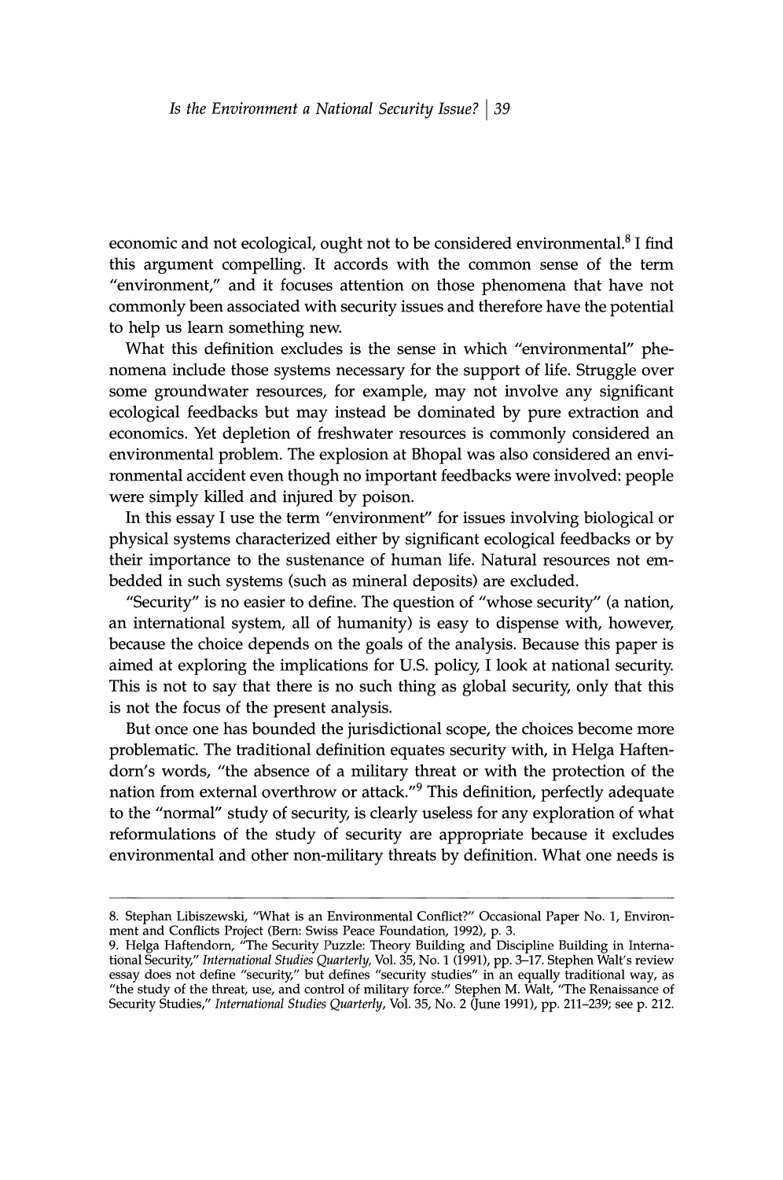economic and not ecological, ought not to be considered environmental.[8] I find this argument compelling. It accords with the common sense of the term "environment," and it focuses attention on those phenomena that have not commonly been associated with security issues and therefore have the potential to help us learn something new.

What this definition excludes is the sense in which "environmental" phenomena include those systems necessary for the support of life. Struggle over some groundwater resources, for example, may not involve any significant ecological feedbacks but may instead be dominated by pure extraction and economics. Yet depletion of freshwater resources is commonly considered an environmental problem. The explosion at Bhopal was also considered an environmental accident even though no important feedbacks were involved: people were simply killed and injured by poison.

In this essay I use the term "environment" for issues involving biological or physical systems characterized either by significant ecological feedbacks or by their importance to the sustenance of human life. Natural resources not embedded in such systems (such as mineral deposits) are excluded.

"Security" is no easier to define. The question of "whose security" (a nation, an international system, all of humanity) is easy to dispense with, however, because the choice depends on the goals of the analysis. Because this paper is aimed at exploring the implications for U.S. policy, I look at national security. This is not to say that there is no such thing as global security, only that this is not the focus of the present analysis.

But once one has bounded the jurisdictional scope, the choices become more problematic. The traditional definition equates security with, in Helga Haftendorn's words, "the absence of a military threat or with the protection of the nation from external overthrow or attack."[9] This definition, perfectly adequate to the "normal" study of security, is clearly useless for any exploration of what reformulations of the study of security are appropriate because it excludes environmental and other non-military threats by definition. What one needs is

---

8. Stephan Libiszewski, "What is an Environmental Conflict?" Occasional Paper No. 1, Environment and Conflicts Project (Bern: Swiss Peace Foundation, 1992), p. 3.

9. Helga Haftendorn, "The Security Puzzle: Theory Building and Discipline Building in International Security," *International Studies Quarterly*, Vol. 35, No. 1 (1991), pp. 3–17. Stephen Walt's review essay does not define "security," but defines "security studies" in an equally traditional way, as "the study of the threat, use, and control of military force." Stephen M. Walt, "The Renaissance of Security Studies," *International Studies Quarterly*, Vol. 35, No. 2 (June 1991), pp. 211–239; see p. 212.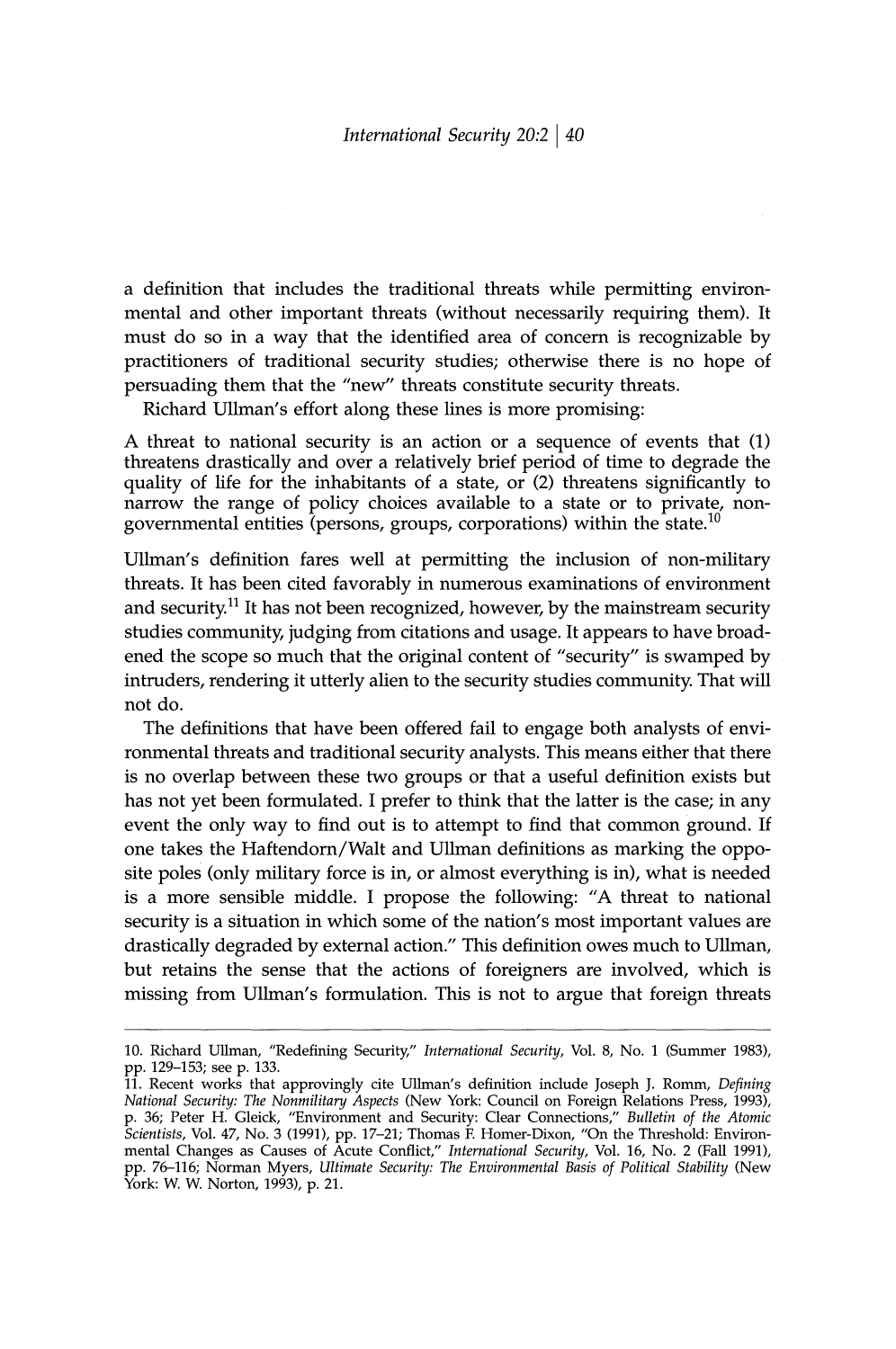a definition that includes the traditional threats while permitting environmental and other important threats (without necessarily requiring them). It must do so in a way that the identified area of concern is recognizable by practitioners of traditional security studies; otherwise there is no hope of persuading them that the "new" threats constitute security threats.

Richard Ullman's effort along these lines is more promising:

> A threat to national security is an action or a sequence of events that (1) threatens drastically and over a relatively brief period of time to degrade the quality of life for the inhabitants of a state, or (2) threatens significantly to narrow the range of policy choices available to a state or to private, nongovernmental entities (persons, groups, corporations) within the state.[10]

Ullman's definition fares well at permitting the inclusion of non-military threats. It has been cited favorably in numerous examinations of environment and security.[11] It has not been recognized, however, by the mainstream security studies community, judging from citations and usage. It appears to have broadened the scope so much that the original content of "security" is swamped by intruders, rendering it utterly alien to the security studies community. That will not do.

The definitions that have been offered fail to engage both analysts of environmental threats and traditional security analysts. This means either that there is no overlap between these two groups or that a useful definition exists but has not yet been formulated. I prefer to think that the latter is the case; in any event the only way to find out is to attempt to find that common ground. If one takes the Haftendorn/Walt and Ullman definitions as marking the opposite poles (only military force is in, or almost everything is in), what is needed is a more sensible middle. I propose the following: "A threat to national security is a situation in which some of the nation's most important values are drastically degraded by external action." This definition owes much to Ullman, but retains the sense that the actions of foreigners are involved, which is missing from Ullman's formulation. This is not to argue that foreign threats

---

10. Richard Ullman, "Redefining Security," *International Security*, Vol. 8, No. 1 (Summer 1983), pp. 129–153; see p. 133.

11. Recent works that approvingly cite Ullman's definition include Joseph J. Romm, *Defining National Security: The Nonmilitary Aspects* (New York: Council on Foreign Relations Press, 1993), p. 36; Peter H. Gleick, "Environment and Security: Clear Connections," *Bulletin of the Atomic Scientists*, Vol. 47, No. 3 (1991), pp. 17–21; Thomas F. Homer-Dixon, "On the Threshold: Environmental Changes as Causes of Acute Conflict," *International Security*, Vol. 16, No. 2 (Fall 1991), pp. 76–116; Norman Myers, *Ultimate Security: The Environmental Basis of Political Stability* (New York: W. W. Norton, 1993), p. 21.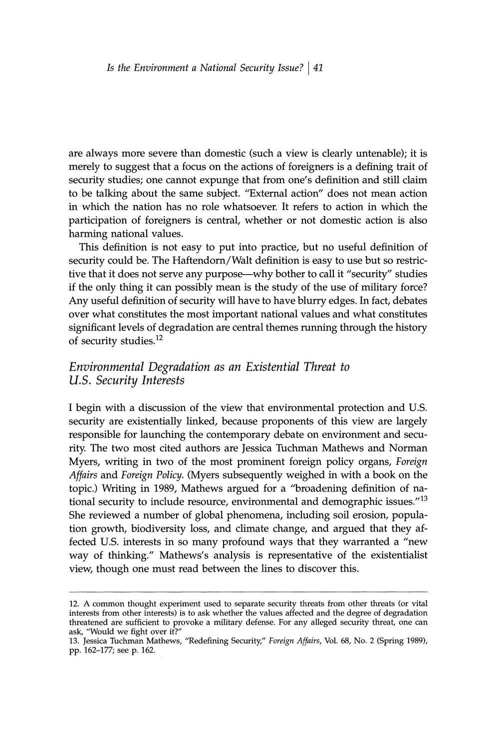are always more severe than domestic (such a view is clearly untenable); it is merely to suggest that a focus on the actions of foreigners is a defining trait of security studies; one cannot expunge that from one's definition and still claim to be talking about the same subject. "External action" does not mean action in which the nation has no role whatsoever. It refers to action in which the participation of foreigners is central, whether or not domestic action is also harming national values.

This definition is not easy to put into practice, but no useful definition of security could be. The Haftendorn/Walt definition is easy to use but so restrictive that it does not serve any purpose—why bother to call it "security" studies if the only thing it can possibly mean is the study of the use of military force? Any useful definition of security will have to have blurry edges. In fact, debates over what constitutes the most important national values and what constitutes significant levels of degradation are central themes running through the history of security studies.[12]

## *Environmental Degradation as an Existential Threat to U.S. Security Interests*

I begin with a discussion of the view that environmental protection and U.S. security are existentially linked, because proponents of this view are largely responsible for launching the contemporary debate on environment and security. The two most cited authors are Jessica Tuchman Mathews and Norman Myers, writing in two of the most prominent foreign policy organs, *Foreign Affairs* and *Foreign Policy.* (Myers subsequently weighed in with a book on the topic.) Writing in 1989, Mathews argued for a "broadening definition of national security to include resource, environmental and demographic issues."[13] She reviewed a number of global phenomena, including soil erosion, population growth, biodiversity loss, and climate change, and argued that they affected U.S. interests in so many profound ways that they warranted a "new way of thinking." Mathews's analysis is representative of the existentialist view, though one must read between the lines to discover this.

---

12. A common thought experiment used to separate security threats from other threats (or vital interests from other interests) is to ask whether the values affected and the degree of degradation threatened are sufficient to provoke a military defense. For any alleged security threat, one can ask, "Would we fight over it?"

13. Jessica Tuchman Mathews, "Redefining Security," *Foreign Affairs*, Vol. 68, No. 2 (Spring 1989), pp. 162–177; see p. 162.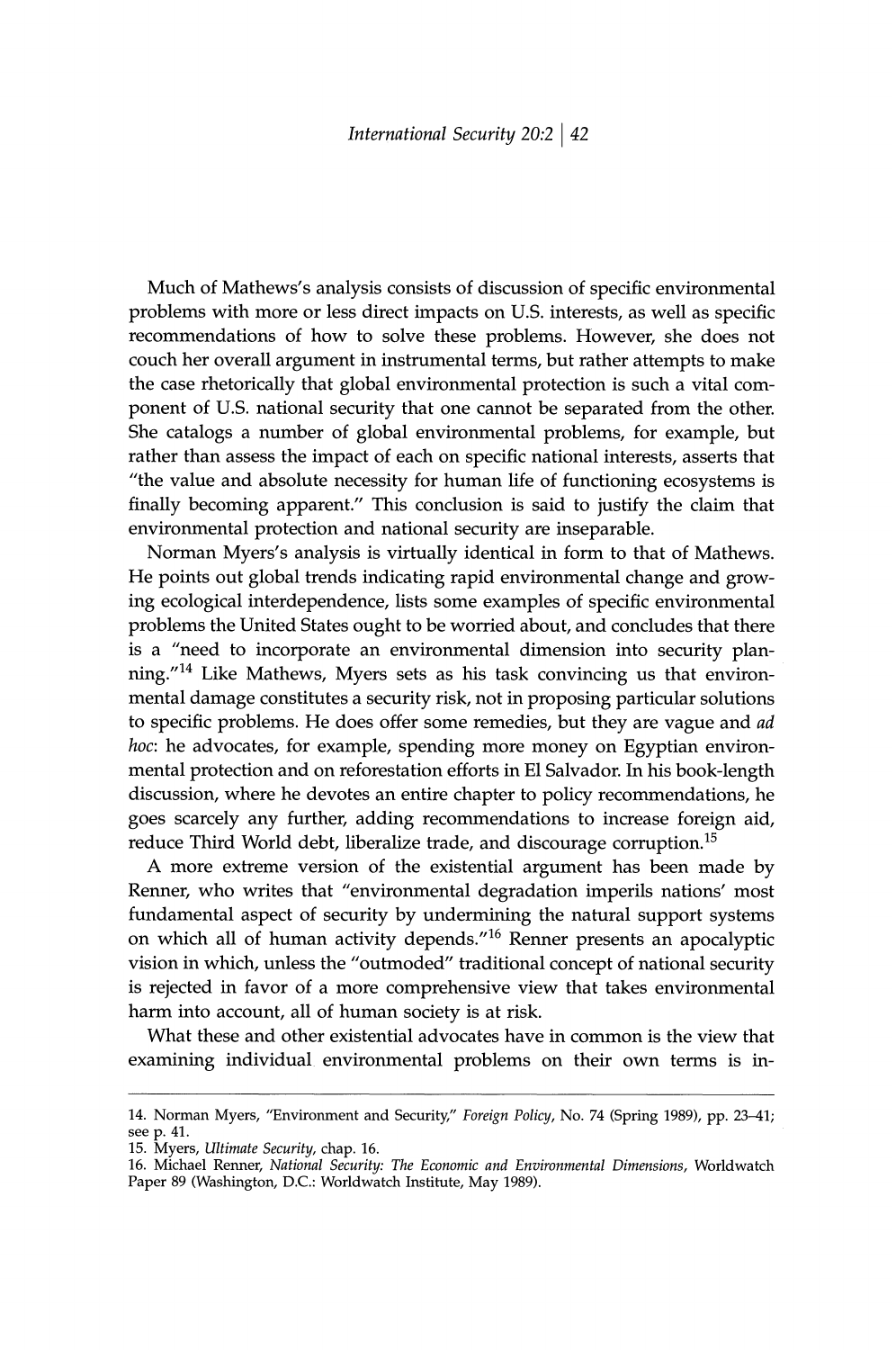Much of Mathews's analysis consists of discussion of specific environmental problems with more or less direct impacts on U.S. interests, as well as specific recommendations of how to solve these problems. However, she does not couch her overall argument in instrumental terms, but rather attempts to make the case rhetorically that global environmental protection is such a vital component of U.S. national security that one cannot be separated from the other. She catalogs a number of global environmental problems, for example, but rather than assess the impact of each on specific national interests, asserts that "the value and absolute necessity for human life of functioning ecosystems is finally becoming apparent." This conclusion is said to justify the claim that environmental protection and national security are inseparable.

Norman Myers's analysis is virtually identical in form to that of Mathews. He points out global trends indicating rapid environmental change and growing ecological interdependence, lists some examples of specific environmental problems the United States ought to be worried about, and concludes that there is a "need to incorporate an environmental dimension into security planning."[14] Like Mathews, Myers sets as his task convincing us that environmental damage constitutes a security risk, not in proposing particular solutions to specific problems. He does offer some remedies, but they are vague and *ad hoc*: he advocates, for example, spending more money on Egyptian environmental protection and on reforestation efforts in El Salvador. In his book-length discussion, where he devotes an entire chapter to policy recommendations, he goes scarcely any further, adding recommendations to increase foreign aid, reduce Third World debt, liberalize trade, and discourage corruption.[15]

A more extreme version of the existential argument has been made by Renner, who writes that "environmental degradation imperils nations' most fundamental aspect of security by undermining the natural support systems on which all of human activity depends."[16] Renner presents an apocalyptic vision in which, unless the "outmoded" traditional concept of national security is rejected in favor of a more comprehensive view that takes environmental harm into account, all of human society is at risk.

What these and other existential advocates have in common is the view that examining individual environmental problems on their own terms is in-

---

14. Norman Myers, "Environment and Security," *Foreign Policy*, No. 74 (Spring 1989), pp. 23–41; see p. 41.

15. Myers, *Ultimate Security*, chap. 16.

16. Michael Renner, *National Security: The Economic and Environmental Dimensions*, Worldwatch Paper 89 (Washington, D.C.: Worldwatch Institute, May 1989).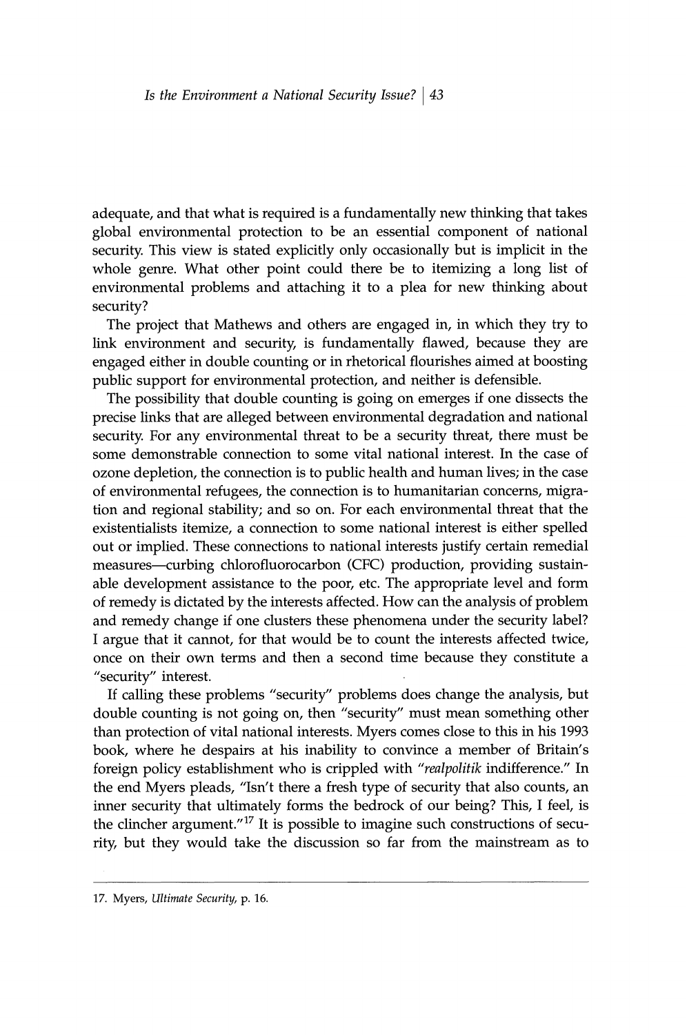adequate, and that what is required is a fundamentally new thinking that takes global environmental protection to be an essential component of national security. This view is stated explicitly only occasionally but is implicit in the whole genre. What other point could there be to itemizing a long list of environmental problems and attaching it to a plea for new thinking about security?

The project that Mathews and others are engaged in, in which they try to link environment and security, is fundamentally flawed, because they are engaged either in double counting or in rhetorical flourishes aimed at boosting public support for environmental protection, and neither is defensible.

The possibility that double counting is going on emerges if one dissects the precise links that are alleged between environmental degradation and national security. For any environmental threat to be a security threat, there must be some demonstrable connection to some vital national interest. In the case of ozone depletion, the connection is to public health and human lives; in the case of environmental refugees, the connection is to humanitarian concerns, migration and regional stability; and so on. For each environmental threat that the existentialists itemize, a connection to some national interest is either spelled out or implied. These connections to national interests justify certain remedial measures—curbing chlorofluorocarbon (CFC) production, providing sustainable development assistance to the poor, etc. The appropriate level and form of remedy is dictated by the interests affected. How can the analysis of problem and remedy change if one clusters these phenomena under the security label? I argue that it cannot, for that would be to count the interests affected twice, once on their own terms and then a second time because they constitute a "security" interest.

If calling these problems "security" problems does change the analysis, but double counting is not going on, then "security" must mean something other than protection of vital national interests. Myers comes close to this in his 1993 book, where he despairs at his inability to convince a member of Britain's foreign policy establishment who is crippled with "*realpolitik* indifference." In the end Myers pleads, "Isn't there a fresh type of security that also counts, an inner security that ultimately forms the bedrock of our being? This, I feel, is the clincher argument."[17] It is possible to imagine such constructions of security, but they would take the discussion so far from the mainstream as to

17. Myers, *Ultimate Security*, p. 16.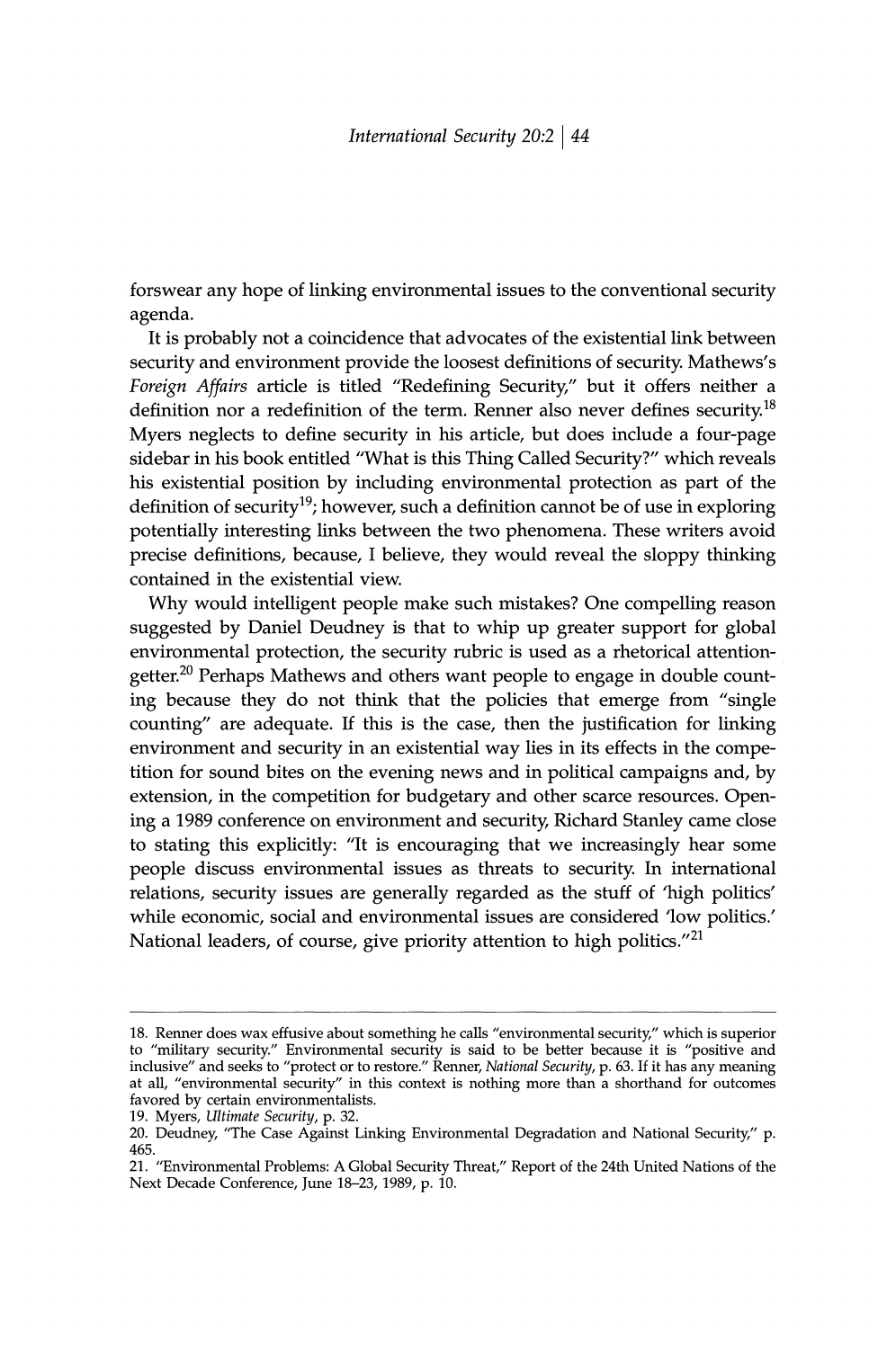forswear any hope of linking environmental issues to the conventional security agenda.

It is probably not a coincidence that advocates of the existential link between security and environment provide the loosest definitions of security. Mathews's *Foreign Affairs* article is titled "Redefining Security," but it offers neither a definition nor a redefinition of the term. Renner also never defines security.[18] Myers neglects to define security in his article, but does include a four-page sidebar in his book entitled "What is this Thing Called Security?" which reveals his existential position by including environmental protection as part of the definition of security[19]; however, such a definition cannot be of use in exploring potentially interesting links between the two phenomena. These writers avoid precise definitions, because, I believe, they would reveal the sloppy thinking contained in the existential view.

Why would intelligent people make such mistakes? One compelling reason suggested by Daniel Deudney is that to whip up greater support for global environmental protection, the security rubric is used as a rhetorical attention-getter.[20] Perhaps Mathews and others want people to engage in double counting because they do not think that the policies that emerge from "single counting" are adequate. If this is the case, then the justification for linking environment and security in an existential way lies in its effects in the competition for sound bites on the evening news and in political campaigns and, by extension, in the competition for budgetary and other scarce resources. Opening a 1989 conference on environment and security, Richard Stanley came close to stating this explicitly: "It is encouraging that we increasingly hear some people discuss environmental issues as threats to security. In international relations, security issues are generally regarded as the stuff of 'high politics' while economic, social and environmental issues are considered 'low politics.' National leaders, of course, give priority attention to high politics."[21]

---

18. Renner does wax effusive about something he calls "environmental security," which is superior to "military security." Environmental security is said to be better because it is "positive and inclusive" and seeks to "protect or to restore." Renner, *National Security*, p. 63. If it has any meaning at all, "environmental security" in this context is nothing more than a shorthand for outcomes favored by certain environmentalists.

19. Myers, *Ultimate Security*, p. 32.

20. Deudney, "The Case Against Linking Environmental Degradation and National Security," p. 465.

21. "Environmental Problems: A Global Security Threat," Report of the 24th United Nations of the Next Decade Conference, June 18–23, 1989, p. 10.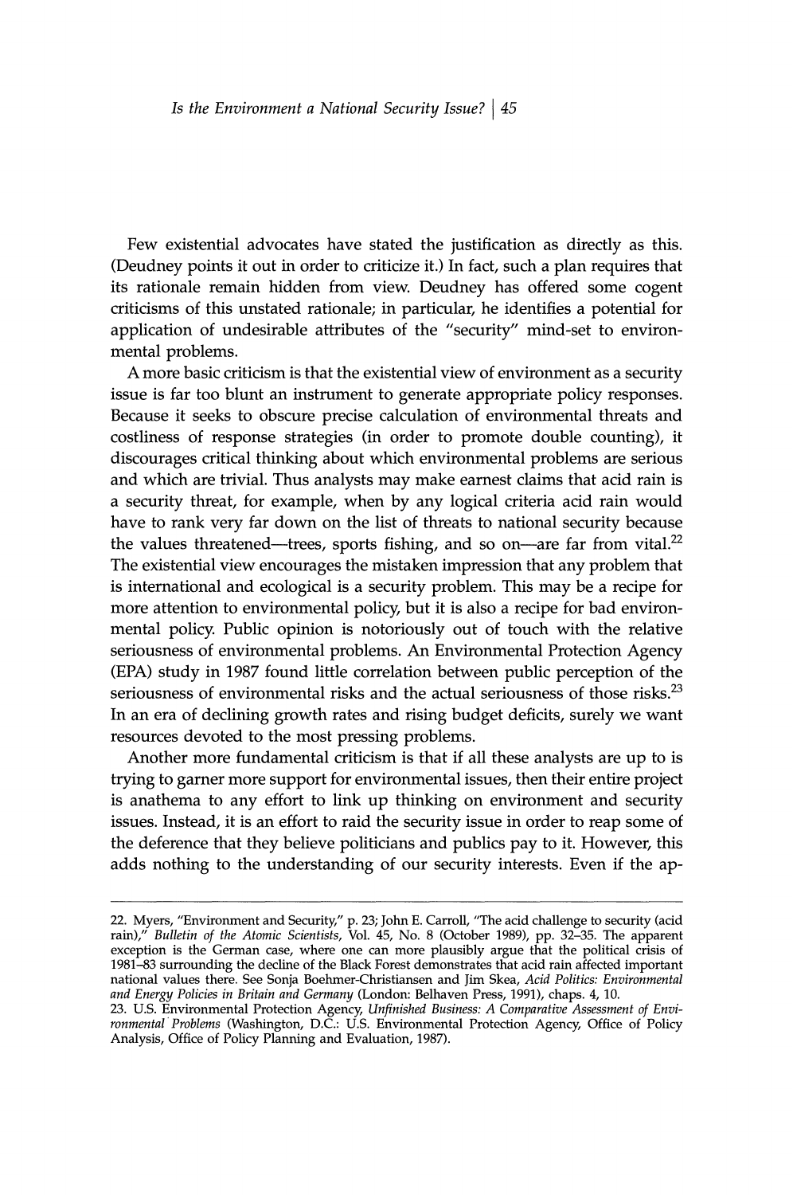Few existential advocates have stated the justification as directly as this. (Deudney points it out in order to criticize it.) In fact, such a plan requires that its rationale remain hidden from view. Deudney has offered some cogent criticisms of this unstated rationale; in particular, he identifies a potential for application of undesirable attributes of the "security" mind-set to environmental problems.

A more basic criticism is that the existential view of environment as a security issue is far too blunt an instrument to generate appropriate policy responses. Because it seeks to obscure precise calculation of environmental threats and costliness of response strategies (in order to promote double counting), it discourages critical thinking about which environmental problems are serious and which are trivial. Thus analysts may make earnest claims that acid rain is a security threat, for example, when by any logical criteria acid rain would have to rank very far down on the list of threats to national security because the values threatened—trees, sports fishing, and so on—are far from vital.[22] The existential view encourages the mistaken impression that any problem that is international and ecological is a security problem. This may be a recipe for more attention to environmental policy, but it is also a recipe for bad environmental policy. Public opinion is notoriously out of touch with the relative seriousness of environmental problems. An Environmental Protection Agency (EPA) study in 1987 found little correlation between public perception of the seriousness of environmental risks and the actual seriousness of those risks.[23] In an era of declining growth rates and rising budget deficits, surely we want resources devoted to the most pressing problems.

Another more fundamental criticism is that if all these analysts are up to is trying to garner more support for environmental issues, then their entire project is anathema to any effort to link up thinking on environment and security issues. Instead, it is an effort to raid the security issue in order to reap some of the deference that they believe politicians and publics pay to it. However, this adds nothing to the understanding of our security interests. Even if the ap-

---

22. Myers, "Environment and Security," p. 23; John E. Carroll, "The acid challenge to security (acid rain)," *Bulletin of the Atomic Scientists*, Vol. 45, No. 8 (October 1989), pp. 32–35. The apparent exception is the German case, where one can more plausibly argue that the political crisis of 1981–83 surrounding the decline of the Black Forest demonstrates that acid rain affected important national values there. See Sonja Boehmer-Christiansen and Jim Skea, *Acid Politics: Environmental and Energy Policies in Britain and Germany* (London: Belhaven Press, 1991), chaps. 4, 10.

23. U.S. Environmental Protection Agency, *Unfinished Business: A Comparative Assessment of Environmental Problems* (Washington, D.C.: U.S. Environmental Protection Agency, Office of Policy Analysis, Office of Policy Planning and Evaluation, 1987).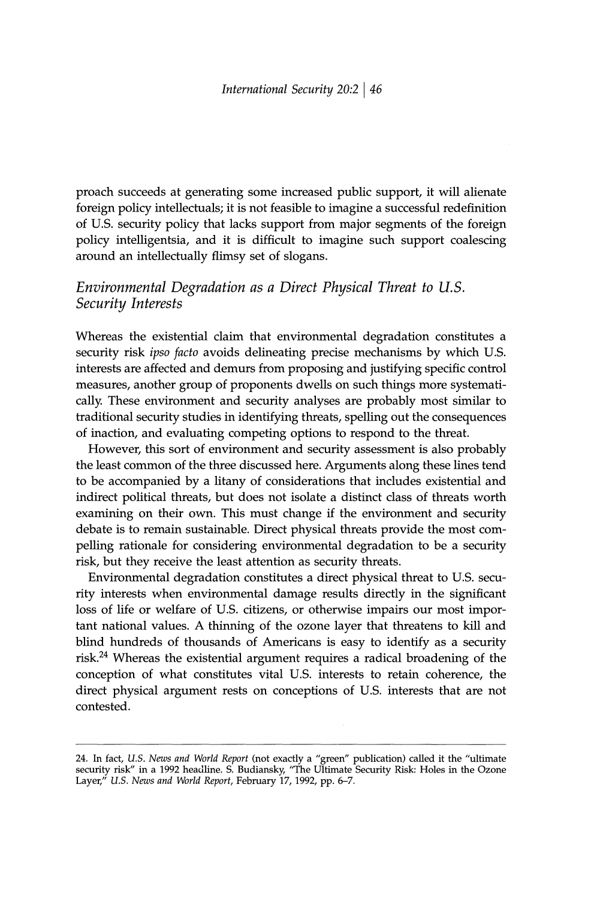proach succeeds at generating some increased public support, it will alienate foreign policy intellectuals; it is not feasible to imagine a successful redefinition of U.S. security policy that lacks support from major segments of the foreign policy intelligentsia, and it is difficult to imagine such support coalescing around an intellectually flimsy set of slogans.

## *Environmental Degradation as a Direct Physical Threat to U.S. Security Interests*

Whereas the existential claim that environmental degradation constitutes a security risk *ipso facto* avoids delineating precise mechanisms by which U.S. interests are affected and demurs from proposing and justifying specific control measures, another group of proponents dwells on such things more systematically. These environment and security analyses are probably most similar to traditional security studies in identifying threats, spelling out the consequences of inaction, and evaluating competing options to respond to the threat.

However, this sort of environment and security assessment is also probably the least common of the three discussed here. Arguments along these lines tend to be accompanied by a litany of considerations that includes existential and indirect political threats, but does not isolate a distinct class of threats worth examining on their own. This must change if the environment and security debate is to remain sustainable. Direct physical threats provide the most compelling rationale for considering environmental degradation to be a security risk, but they receive the least attention as security threats.

Environmental degradation constitutes a direct physical threat to U.S. security interests when environmental damage results directly in the significant loss of life or welfare of U.S. citizens, or otherwise impairs our most important national values. A thinning of the ozone layer that threatens to kill and blind hundreds of thousands of Americans is easy to identify as a security risk.[24] Whereas the existential argument requires a radical broadening of the conception of what constitutes vital U.S. interests to retain coherence, the direct physical argument rests on conceptions of U.S. interests that are not contested.

---

24. In fact, *U.S. News and World Report* (not exactly a "green" publication) called it the "ultimate security risk" in a 1992 headline. S. Budiansky, "The Ultimate Security Risk: Holes in the Ozone Layer," *U.S. News and World Report*, February 17, 1992, pp. 6–7.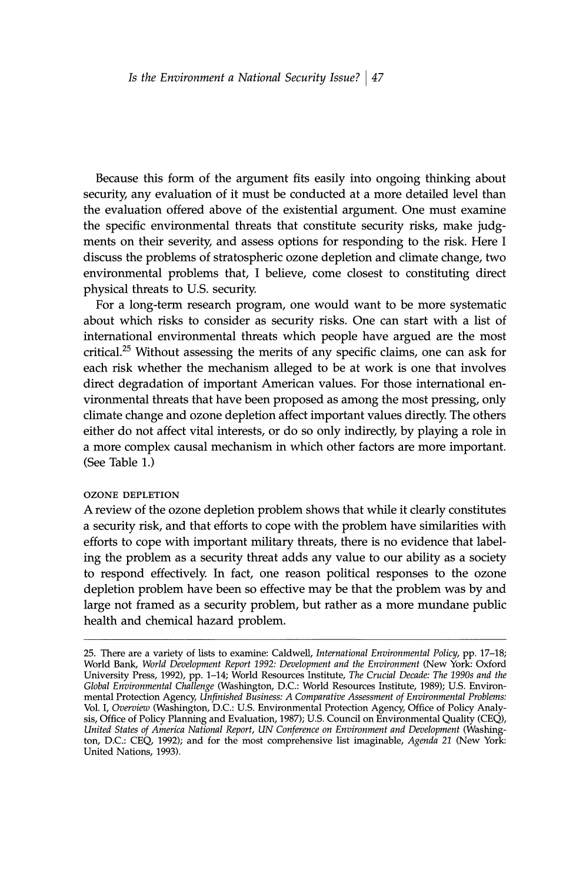Because this form of the argument fits easily into ongoing thinking about security, any evaluation of it must be conducted at a more detailed level than the evaluation offered above of the existential argument. One must examine the specific environmental threats that constitute security risks, make judgments on their severity, and assess options for responding to the risk. Here I discuss the problems of stratospheric ozone depletion and climate change, two environmental problems that, I believe, come closest to constituting direct physical threats to U.S. security.

For a long-term research program, one would want to be more systematic about which risks to consider as security risks. One can start with a list of international environmental threats which people have argued are the most critical.[25] Without assessing the merits of any specific claims, one can ask for each risk whether the mechanism alleged to be at work is one that involves direct degradation of important American values. For those international environmental threats that have been proposed as among the most pressing, only climate change and ozone depletion affect important values directly. The others either do not affect vital interests, or do so only indirectly, by playing a role in a more complex causal mechanism in which other factors are more important. (See Table 1.)

### OZONE DEPLETION

A review of the ozone depletion problem shows that while it clearly constitutes a security risk, and that efforts to cope with the problem have similarities with efforts to cope with important military threats, there is no evidence that labeling the problem as a security threat adds any value to our ability as a society to respond effectively. In fact, one reason political responses to the ozone depletion problem have been so effective may be that the problem was by and large not framed as a security problem, but rather as a more mundane public health and chemical hazard problem.

---

25. There are a variety of lists to examine: Caldwell, *International Environmental Policy*, pp. 17–18; World Bank, *World Development Report 1992: Development and the Environment* (New York: Oxford University Press, 1992), pp. 1–14; World Resources Institute, *The Crucial Decade: The 1990s and the Global Environmental Challenge* (Washington, D.C.: World Resources Institute, 1989); U.S. Environmental Protection Agency, *Unfinished Business: A Comparative Assessment of Environmental Problems:* Vol. I, *Overview* (Washington, D.C.: U.S. Environmental Protection Agency, Office of Policy Analysis, Office of Policy Planning and Evaluation, 1987); U.S. Council on Environmental Quality (CEQ), *United States of America National Report, UN Conference on Environment and Development* (Washington, D.C.: CEQ, 1992); and for the most comprehensive list imaginable, *Agenda 21* (New York: United Nations, 1993).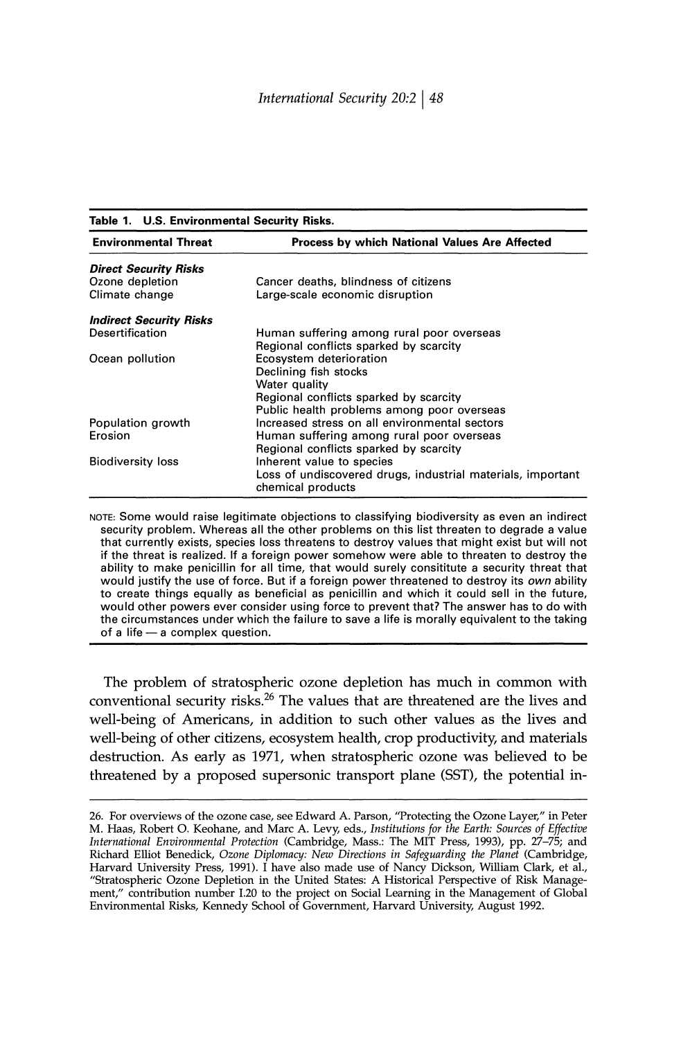Table 1. U.S. Environmental Security Risks.

| Environmental Threat | Process by which National Values Are Affected |
|---|---|
| ***Direct Security Risks*** | |
| Ozone depletion | Cancer deaths, blindness of citizens |
| Climate change | Large-scale economic disruption |
| ***Indirect Security Risks*** | |
| Desertification | Human suffering among rural poor overseas |
| | Regional conflicts sparked by scarcity |
| Ocean pollution | Ecosystem deterioration |
| | Declining fish stocks |
| | Water quality |
| | Regional conflicts sparked by scarcity |
| | Public health problems among poor overseas |
| Population growth | Increased stress on all environmental sectors |
| Erosion | Human suffering among rural poor overseas |
| | Regional conflicts sparked by scarcity |
| Biodiversity loss | Inherent value to species |
| | Loss of undiscovered drugs, industrial materials, important chemical products |

NOTE: Some would raise legitimate objections to classifying biodiversity as even an indirect security problem. Whereas all the other problems on this list threaten to degrade a value that currently exists, species loss threatens to destroy values that might exist but will not if the threat is realized. If a foreign power somehow were able to threaten to destroy the ability to make penicillin for all time, that would surely consititute a security threat that would justify the use of force. But if a foreign power threatened to destroy its *own* ability to create things equally as beneficial as penicillin and which it could sell in the future, would other powers ever consider using force to prevent that? The answer has to do with the circumstances under which the failure to save a life is morally equivalent to the taking of a life — a complex question.

The problem of stratospheric ozone depletion has much in common with conventional security risks.[26] The values that are threatened are the lives and well-being of Americans, in addition to such other values as the lives and well-being of other citizens, ecosystem health, crop productivity, and materials destruction. As early as 1971, when stratospheric ozone was believed to be threatened by a proposed supersonic transport plane (SST), the potential in-

26. For overviews of the ozone case, see Edward A. Parson, "Protecting the Ozone Layer," in Peter M. Haas, Robert O. Keohane, and Marc A. Levy, eds., *Institutions for the Earth: Sources of Effective International Environmental Protection* (Cambridge, Mass.: The MIT Press, 1993), pp. 27–75; and Richard Elliot Benedick, *Ozone Diplomacy: New Directions in Safeguarding the Planet* (Cambridge, Harvard University Press, 1991). I have also made use of Nancy Dickson, William Clark, et al., "Stratospheric Ozone Depletion in the United States: A Historical Perspective of Risk Management," contribution number I.20 to the project on Social Learning in the Management of Global Environmental Risks, Kennedy School of Government, Harvard University, August 1992.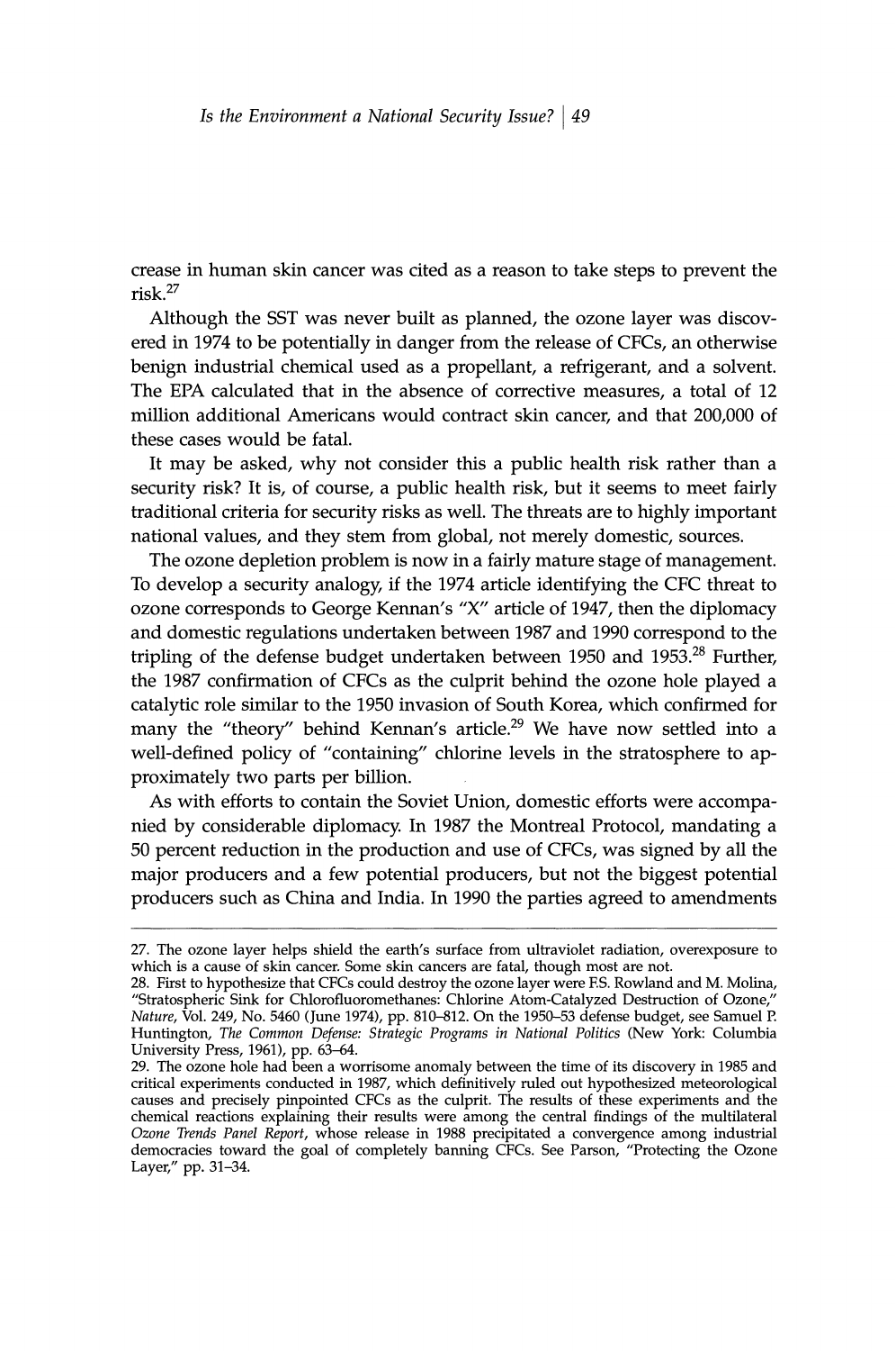crease in human skin cancer was cited as a reason to take steps to prevent the risk.[27]

Although the SST was never built as planned, the ozone layer was discovered in 1974 to be potentially in danger from the release of CFCs, an otherwise benign industrial chemical used as a propellant, a refrigerant, and a solvent. The EPA calculated that in the absence of corrective measures, a total of 12 million additional Americans would contract skin cancer, and that 200,000 of these cases would be fatal.

It may be asked, why not consider this a public health risk rather than a security risk? It is, of course, a public health risk, but it seems to meet fairly traditional criteria for security risks as well. The threats are to highly important national values, and they stem from global, not merely domestic, sources.

The ozone depletion problem is now in a fairly mature stage of management. To develop a security analogy, if the 1974 article identifying the CFC threat to ozone corresponds to George Kennan's "X" article of 1947, then the diplomacy and domestic regulations undertaken between 1987 and 1990 correspond to the tripling of the defense budget undertaken between 1950 and 1953.[28] Further, the 1987 confirmation of CFCs as the culprit behind the ozone hole played a catalytic role similar to the 1950 invasion of South Korea, which confirmed for many the "theory" behind Kennan's article.[29] We have now settled into a well-defined policy of "containing" chlorine levels in the stratosphere to approximately two parts per billion.

As with efforts to contain the Soviet Union, domestic efforts were accompanied by considerable diplomacy. In 1987 the Montreal Protocol, mandating a 50 percent reduction in the production and use of CFCs, was signed by all the major producers and a few potential producers, but not the biggest potential producers such as China and India. In 1990 the parties agreed to amendments

---

27. The ozone layer helps shield the earth's surface from ultraviolet radiation, overexposure to which is a cause of skin cancer. Some skin cancers are fatal, though most are not.

28. First to hypothesize that CFCs could destroy the ozone layer were F.S. Rowland and M. Molina, "Stratospheric Sink for Chlorofluoromethanes: Chlorine Atom-Catalyzed Destruction of Ozone," *Nature*, Vol. 249, No. 5460 (June 1974), pp. 810–812. On the 1950–53 defense budget, see Samuel P. Huntington, *The Common Defense: Strategic Programs in National Politics* (New York: Columbia University Press, 1961), pp. 63–64.

29. The ozone hole had been a worrisome anomaly between the time of its discovery in 1985 and critical experiments conducted in 1987, which definitively ruled out hypothesized meteorological causes and precisely pinpointed CFCs as the culprit. The results of these experiments and the chemical reactions explaining their results were among the central findings of the multilateral *Ozone Trends Panel Report*, whose release in 1988 precipitated a convergence among industrial democracies toward the goal of completely banning CFCs. See Parson, "Protecting the Ozone Layer," pp. 31–34.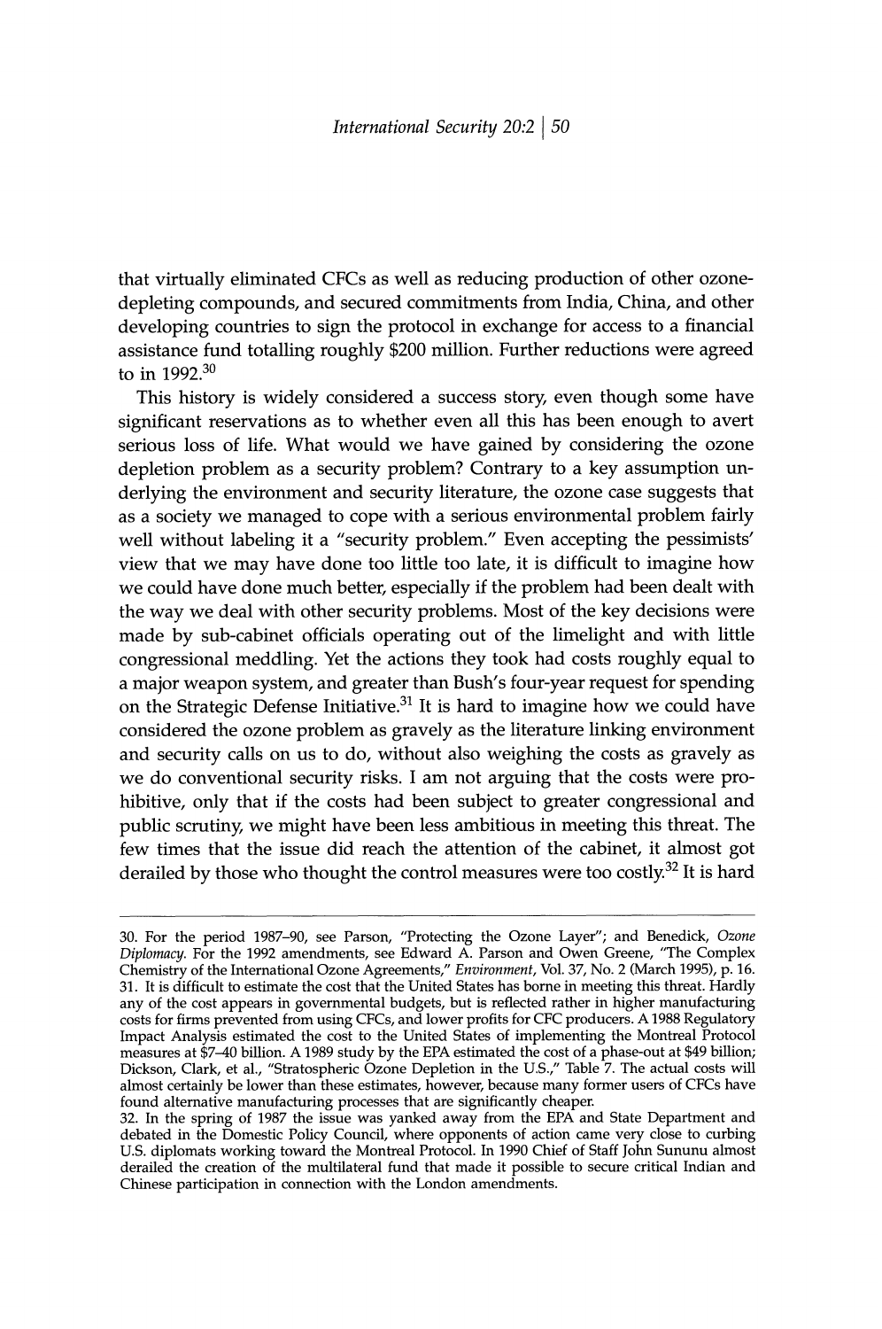that virtually eliminated CFCs as well as reducing production of other ozone-depleting compounds, and secured commitments from India, China, and other developing countries to sign the protocol in exchange for access to a financial assistance fund totalling roughly $200 million. Further reductions were agreed to in 1992.[30]

This history is widely considered a success story, even though some have significant reservations as to whether even all this has been enough to avert serious loss of life. What would we have gained by considering the ozone depletion problem as a security problem? Contrary to a key assumption underlying the environment and security literature, the ozone case suggests that as a society we managed to cope with a serious environmental problem fairly well without labeling it a "security problem." Even accepting the pessimists' view that we may have done too little too late, it is difficult to imagine how we could have done much better, especially if the problem had been dealt with the way we deal with other security problems. Most of the key decisions were made by sub-cabinet officials operating out of the limelight and with little congressional meddling. Yet the actions they took had costs roughly equal to a major weapon system, and greater than Bush's four-year request for spending on the Strategic Defense Initiative.[31] It is hard to imagine how we could have considered the ozone problem as gravely as the literature linking environment and security calls on us to do, without also weighing the costs as gravely as we do conventional security risks. I am not arguing that the costs were prohibitive, only that if the costs had been subject to greater congressional and public scrutiny, we might have been less ambitious in meeting this threat. The few times that the issue did reach the attention of the cabinet, it almost got derailed by those who thought the control measures were too costly.[32] It is hard

30. For the period 1987–90, see Parson, "Protecting the Ozone Layer"; and Benedick, *Ozone Diplomacy*. For the 1992 amendments, see Edward A. Parson and Owen Greene, "The Complex Chemistry of the International Ozone Agreements," *Environment*, Vol. 37, No. 2 (March 1995), p. 16.

31. It is difficult to estimate the cost that the United States has borne in meeting this threat. Hardly any of the cost appears in governmental budgets, but is reflected rather in higher manufacturing costs for firms prevented from using CFCs, and lower profits for CFC producers. A 1988 Regulatory Impact Analysis estimated the cost to the United States of implementing the Montreal Protocol measures at $7–40 billion. A 1989 study by the EPA estimated the cost of a phase-out at $49 billion; Dickson, Clark, et al., "Stratospheric Ozone Depletion in the U.S.," Table 7. The actual costs will almost certainly be lower than these estimates, however, because many former users of CFCs have found alternative manufacturing processes that are significantly cheaper.

32. In the spring of 1987 the issue was yanked away from the EPA and State Department and debated in the Domestic Policy Council, where opponents of action came very close to curbing U.S. diplomats working toward the Montreal Protocol. In 1990 Chief of Staff John Sununu almost derailed the creation of the multilateral fund that made it possible to secure critical Indian and Chinese participation in connection with the London amendments.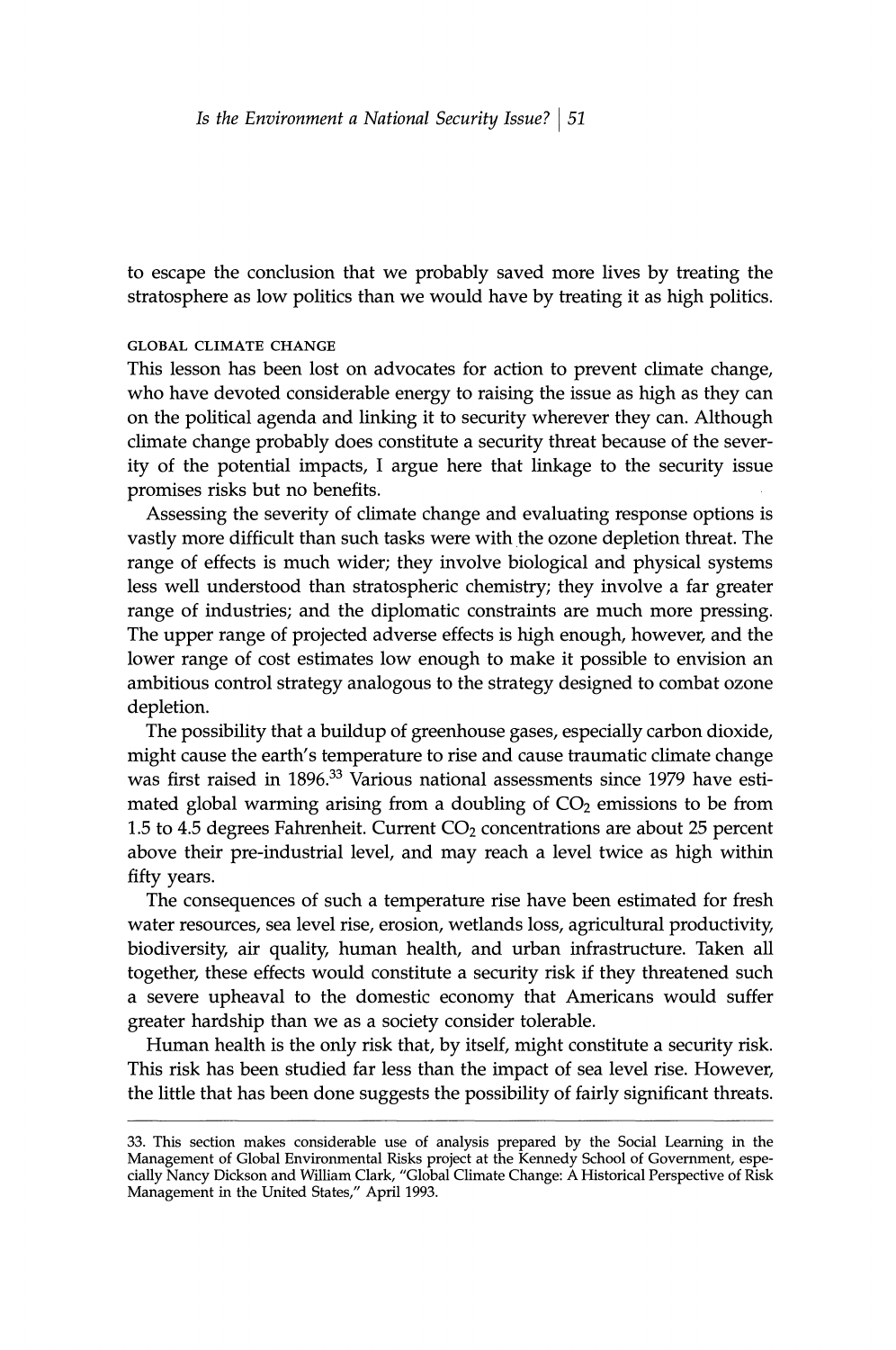to escape the conclusion that we probably saved more lives by treating the stratosphere as low politics than we would have by treating it as high politics.

### GLOBAL CLIMATE CHANGE

This lesson has been lost on advocates for action to prevent climate change, who have devoted considerable energy to raising the issue as high as they can on the political agenda and linking it to security wherever they can. Although climate change probably does constitute a security threat because of the severity of the potential impacts, I argue here that linkage to the security issue promises risks but no benefits.

Assessing the severity of climate change and evaluating response options is vastly more difficult than such tasks were with the ozone depletion threat. The range of effects is much wider; they involve biological and physical systems less well understood than stratospheric chemistry; they involve a far greater range of industries; and the diplomatic constraints are much more pressing. The upper range of projected adverse effects is high enough, however, and the lower range of cost estimates low enough to make it possible to envision an ambitious control strategy analogous to the strategy designed to combat ozone depletion.

The possibility that a buildup of greenhouse gases, especially carbon dioxide, might cause the earth's temperature to rise and cause traumatic climate change was first raised in 1896.[33] Various national assessments since 1979 have estimated global warming arising from a doubling of $CO_2$ emissions to be from 1.5 to 4.5 degrees Fahrenheit. Current $CO_2$ concentrations are about 25 percent above their pre-industrial level, and may reach a level twice as high within fifty years.

The consequences of such a temperature rise have been estimated for fresh water resources, sea level rise, erosion, wetlands loss, agricultural productivity, biodiversity, air quality, human health, and urban infrastructure. Taken all together, these effects would constitute a security risk if they threatened such a severe upheaval to the domestic economy that Americans would suffer greater hardship than we as a society consider tolerable.

Human health is the only risk that, by itself, might constitute a security risk. This risk has been studied far less than the impact of sea level rise. However, the little that has been done suggests the possibility of fairly significant threats.

---

33. This section makes considerable use of analysis prepared by the Social Learning in the Management of Global Environmental Risks project at the Kennedy School of Government, especially Nancy Dickson and William Clark, "Global Climate Change: A Historical Perspective of Risk Management in the United States," April 1993.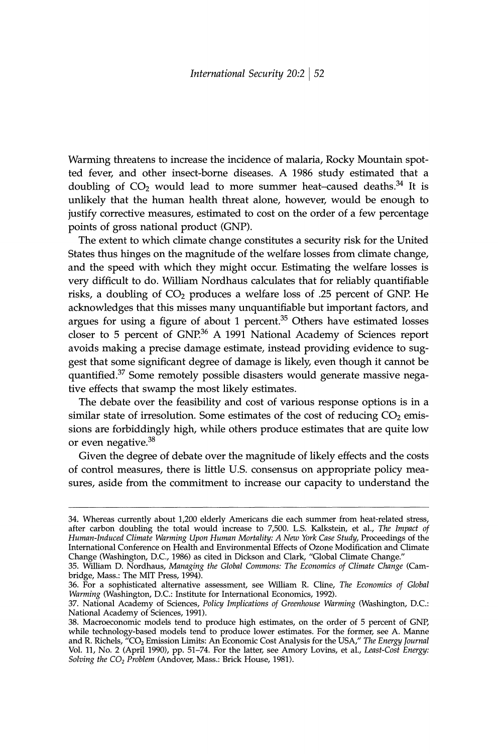Warming threatens to increase the incidence of malaria, Rocky Mountain spotted fever, and other insect-borne diseases. A 1986 study estimated that a doubling of $CO_2$ would lead to more summer heat–caused deaths.[34] It is unlikely that the human health threat alone, however, would be enough to justify corrective measures, estimated to cost on the order of a few percentage points of gross national product (GNP).

The extent to which climate change constitutes a security risk for the United States thus hinges on the magnitude of the welfare losses from climate change, and the speed with which they might occur. Estimating the welfare losses is very difficult to do. William Nordhaus calculates that for reliably quantifiable risks, a doubling of $CO_2$ produces a welfare loss of .25 percent of GNP. He acknowledges that this misses many unquantifiable but important factors, and argues for using a figure of about 1 percent.[35] Others have estimated losses closer to 5 percent of GNP.[36] A 1991 National Academy of Sciences report avoids making a precise damage estimate, instead providing evidence to suggest that some significant degree of damage is likely, even though it cannot be quantified.[37] Some remotely possible disasters would generate massive negative effects that swamp the most likely estimates.

The debate over the feasibility and cost of various response options is in a similar state of irresolution. Some estimates of the cost of reducing $CO_2$ emissions are forbiddingly high, while others produce estimates that are quite low or even negative.[38]

Given the degree of debate over the magnitude of likely effects and the costs of control measures, there is little U.S. consensus on appropriate policy measures, aside from the commitment to increase our capacity to understand the

---

34. Whereas currently about 1,200 elderly Americans die each summer from heat-related stress, after carbon doubling the total would increase to 7,500. L.S. Kalkstein, et al., *The Impact of Human-Induced Climate Warming Upon Human Mortality: A New York Case Study*, Proceedings of the International Conference on Health and Environmental Effects of Ozone Modification and Climate Change (Washington, D.C., 1986) as cited in Dickson and Clark, "Global Climate Change."

35. William D. Nordhaus, *Managing the Global Commons: The Economics of Climate Change* (Cambridge, Mass.: The MIT Press, 1994).

36. For a sophisticated alternative assessment, see William R. Cline, *The Economics of Global Warming* (Washington, D.C.: Institute for International Economics, 1992).

37. National Academy of Sciences, *Policy Implications of Greenhouse Warming* (Washington, D.C.: National Academy of Sciences, 1991).

38. Macroeconomic models tend to produce high estimates, on the order of 5 percent of GNP, while technology-based models tend to produce lower estimates. For the former, see A. Manne and R. Richels, "$CO_2$ Emission Limits: An Economic Cost Analysis for the USA," *The Energy Journal* Vol. 11, No. 2 (April 1990), pp. 51–74. For the latter, see Amory Lovins, et al., *Least-Cost Energy: Solving the $CO_2$ Problem* (Andover, Mass.: Brick House, 1981).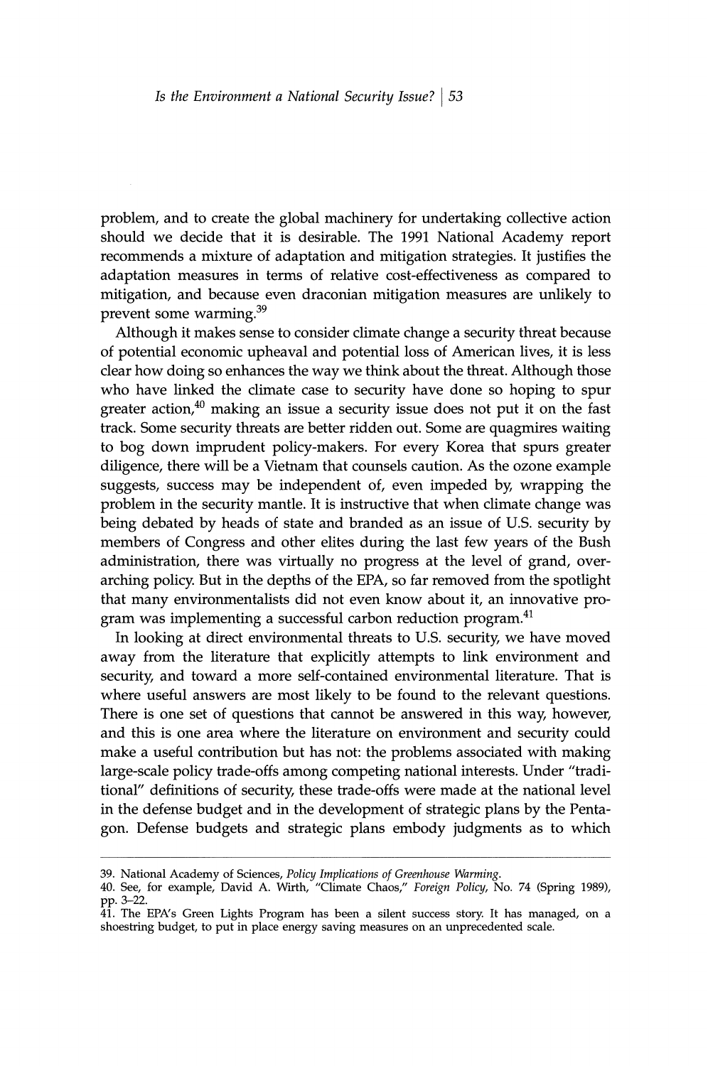problem, and to create the global machinery for undertaking collective action should we decide that it is desirable. The 1991 National Academy report recommends a mixture of adaptation and mitigation strategies. It justifies the adaptation measures in terms of relative cost-effectiveness as compared to mitigation, and because even draconian mitigation measures are unlikely to prevent some warming.[39]

Although it makes sense to consider climate change a security threat because of potential economic upheaval and potential loss of American lives, it is less clear how doing so enhances the way we think about the threat. Although those who have linked the climate case to security have done so hoping to spur greater action,[40] making an issue a security issue does not put it on the fast track. Some security threats are better ridden out. Some are quagmires waiting to bog down imprudent policy-makers. For every Korea that spurs greater diligence, there will be a Vietnam that counsels caution. As the ozone example suggests, success may be independent of, even impeded by, wrapping the problem in the security mantle. It is instructive that when climate change was being debated by heads of state and branded as an issue of U.S. security by members of Congress and other elites during the last few years of the Bush administration, there was virtually no progress at the level of grand, overarching policy. But in the depths of the EPA, so far removed from the spotlight that many environmentalists did not even know about it, an innovative program was implementing a successful carbon reduction program.[41]

In looking at direct environmental threats to U.S. security, we have moved away from the literature that explicitly attempts to link environment and security, and toward a more self-contained environmental literature. That is where useful answers are most likely to be found to the relevant questions. There is one set of questions that cannot be answered in this way, however, and this is one area where the literature on environment and security could make a useful contribution but has not: the problems associated with making large-scale policy trade-offs among competing national interests. Under "traditional" definitions of security, these trade-offs were made at the national level in the defense budget and in the development of strategic plans by the Pentagon. Defense budgets and strategic plans embody judgments as to which

---

39. National Academy of Sciences, *Policy Implications of Greenhouse Warming*.

40. See, for example, David A. Wirth, "Climate Chaos," *Foreign Policy*, No. 74 (Spring 1989), pp. 3–22.

41. The EPA's Green Lights Program has been a silent success story. It has managed, on a shoestring budget, to put in place energy saving measures on an unprecedented scale.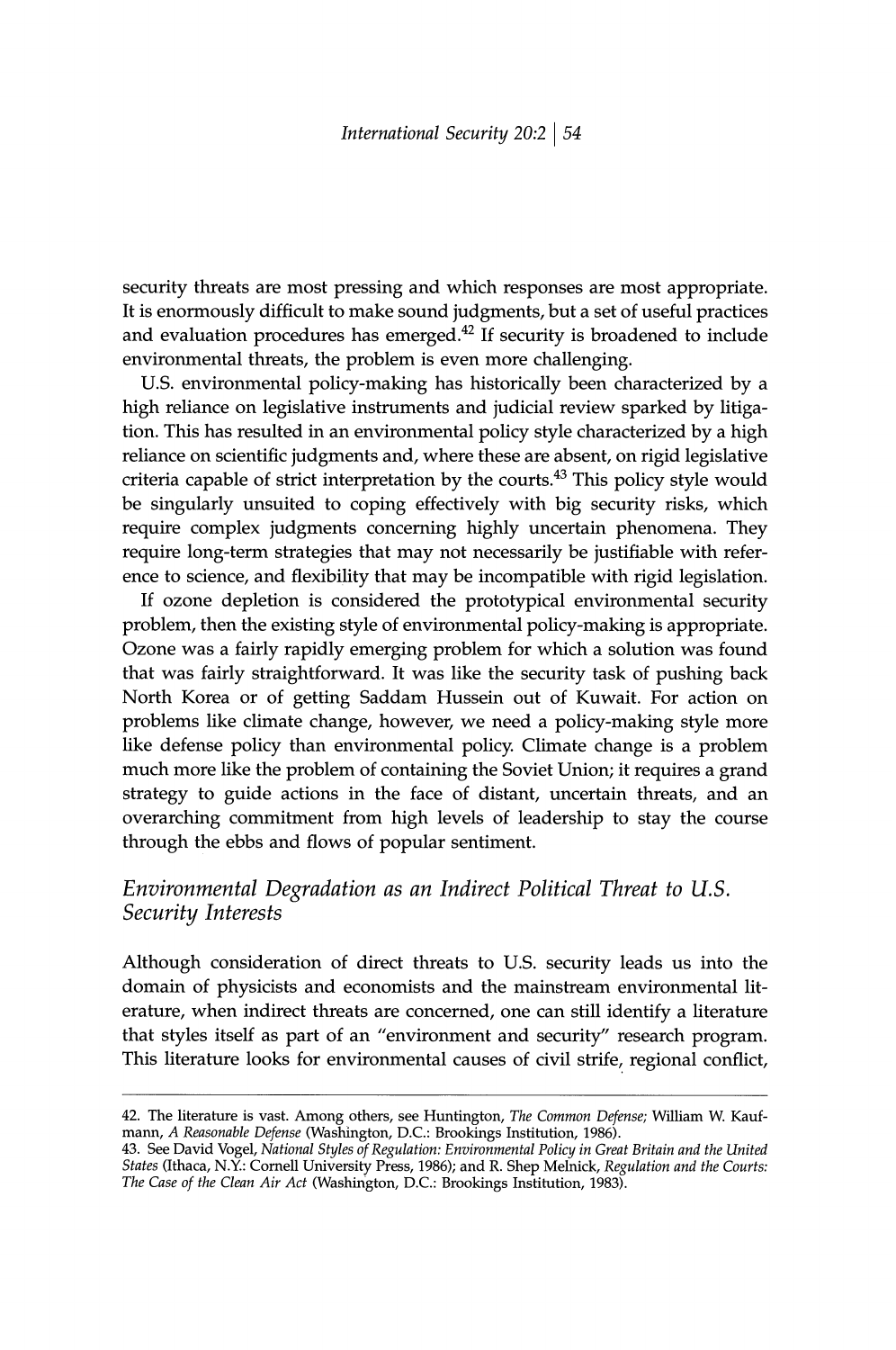security threats are most pressing and which responses are most appropriate. It is enormously difficult to make sound judgments, but a set of useful practices and evaluation procedures has emerged.[42] If security is broadened to include environmental threats, the problem is even more challenging.

U.S. environmental policy-making has historically been characterized by a high reliance on legislative instruments and judicial review sparked by litigation. This has resulted in an environmental policy style characterized by a high reliance on scientific judgments and, where these are absent, on rigid legislative criteria capable of strict interpretation by the courts.[43] This policy style would be singularly unsuited to coping effectively with big security risks, which require complex judgments concerning highly uncertain phenomena. They require long-term strategies that may not necessarily be justifiable with reference to science, and flexibility that may be incompatible with rigid legislation.

If ozone depletion is considered the prototypical environmental security problem, then the existing style of environmental policy-making is appropriate. Ozone was a fairly rapidly emerging problem for which a solution was found that was fairly straightforward. It was like the security task of pushing back North Korea or of getting Saddam Hussein out of Kuwait. For action on problems like climate change, however, we need a policy-making style more like defense policy than environmental policy. Climate change is a problem much more like the problem of containing the Soviet Union; it requires a grand strategy to guide actions in the face of distant, uncertain threats, and an overarching commitment from high levels of leadership to stay the course through the ebbs and flows of popular sentiment.

## *Environmental Degradation as an Indirect Political Threat to U.S. Security Interests*

Although consideration of direct threats to U.S. security leads us into the domain of physicists and economists and the mainstream environmental literature, when indirect threats are concerned, one can still identify a literature that styles itself as part of an "environment and security" research program. This literature looks for environmental causes of civil strife, regional conflict,

---

42. The literature is vast. Among others, see Huntington, *The Common Defense;* William W. Kaufmann, *A Reasonable Defense* (Washington, D.C.: Brookings Institution, 1986).

43. See David Vogel, *National Styles of Regulation: Environmental Policy in Great Britain and the United States* (Ithaca, N.Y.: Cornell University Press, 1986); and R. Shep Melnick, *Regulation and the Courts: The Case of the Clean Air Act* (Washington, D.C.: Brookings Institution, 1983).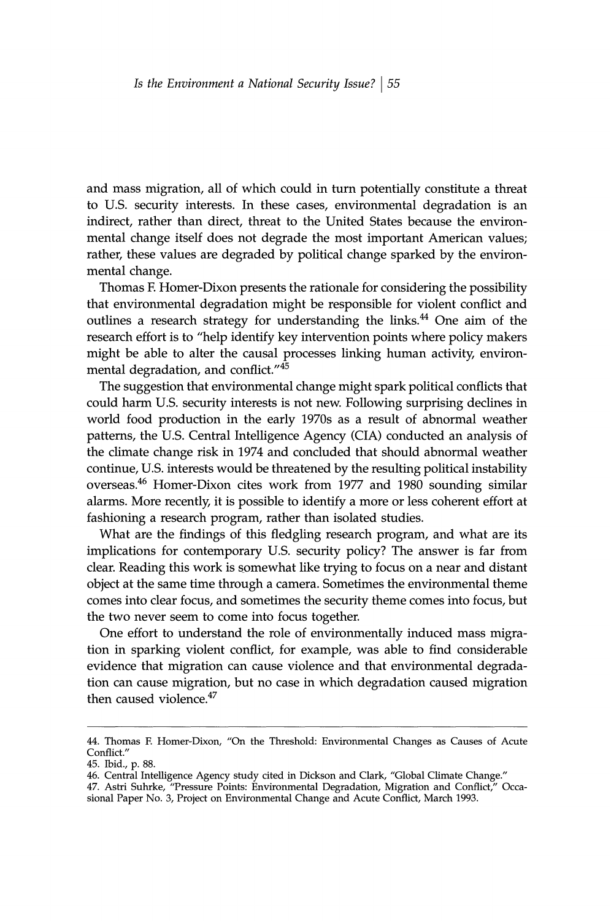and mass migration, all of which could in turn potentially constitute a threat to U.S. security interests. In these cases, environmental degradation is an indirect, rather than direct, threat to the United States because the environmental change itself does not degrade the most important American values; rather, these values are degraded by political change sparked by the environmental change.

Thomas F. Homer-Dixon presents the rationale for considering the possibility that environmental degradation might be responsible for violent conflict and outlines a research strategy for understanding the links.[44] One aim of the research effort is to "help identify key intervention points where policy makers might be able to alter the causal processes linking human activity, environmental degradation, and conflict."[45]

The suggestion that environmental change might spark political conflicts that could harm U.S. security interests is not new. Following surprising declines in world food production in the early 1970s as a result of abnormal weather patterns, the U.S. Central Intelligence Agency (CIA) conducted an analysis of the climate change risk in 1974 and concluded that should abnormal weather continue, U.S. interests would be threatened by the resulting political instability overseas.[46] Homer-Dixon cites work from 1977 and 1980 sounding similar alarms. More recently, it is possible to identify a more or less coherent effort at fashioning a research program, rather than isolated studies.

What are the findings of this fledgling research program, and what are its implications for contemporary U.S. security policy? The answer is far from clear. Reading this work is somewhat like trying to focus on a near and distant object at the same time through a camera. Sometimes the environmental theme comes into clear focus, and sometimes the security theme comes into focus, but the two never seem to come into focus together.

One effort to understand the role of environmentally induced mass migration in sparking violent conflict, for example, was able to find considerable evidence that migration can cause violence and that environmental degradation can cause migration, but no case in which degradation caused migration then caused violence.[47]

---

44. Thomas F. Homer-Dixon, "On the Threshold: Environmental Changes as Causes of Acute Conflict."

45. Ibid., p. 88.

46. Central Intelligence Agency study cited in Dickson and Clark, "Global Climate Change."

47. Astri Suhrke, "Pressure Points: Environmental Degradation, Migration and Conflict," Occasional Paper No. 3, Project on Environmental Change and Acute Conflict, March 1993.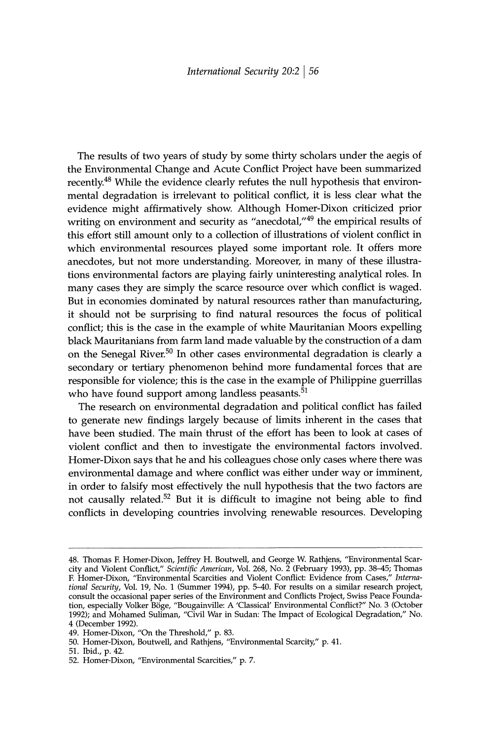The results of two years of study by some thirty scholars under the aegis of the Environmental Change and Acute Conflict Project have been summarized recently.[48] While the evidence clearly refutes the null hypothesis that environmental degradation is irrelevant to political conflict, it is less clear what the evidence might affirmatively show. Although Homer-Dixon criticized prior writing on environment and security as "anecdotal,"[49] the empirical results of this effort still amount only to a collection of illustrations of violent conflict in which environmental resources played some important role. It offers more anecdotes, but not more understanding. Moreover, in many of these illustrations environmental factors are playing fairly uninteresting analytical roles. In many cases they are simply the scarce resource over which conflict is waged. But in economies dominated by natural resources rather than manufacturing, it should not be surprising to find natural resources the focus of political conflict; this is the case in the example of white Mauritanian Moors expelling black Mauritanians from farm land made valuable by the construction of a dam on the Senegal River.[50] In other cases environmental degradation is clearly a secondary or tertiary phenomenon behind more fundamental forces that are responsible for violence; this is the case in the example of Philippine guerrillas who have found support among landless peasants.[51]

The research on environmental degradation and political conflict has failed to generate new findings largely because of limits inherent in the cases that have been studied. The main thrust of the effort has been to look at cases of violent conflict and then to investigate the environmental factors involved. Homer-Dixon says that he and his colleagues chose only cases where there was environmental damage and where conflict was either under way or imminent, in order to falsify most effectively the null hypothesis that the two factors are not causally related.[52] But it is difficult to imagine not being able to find conflicts in developing countries involving renewable resources. Developing

---

48. Thomas F. Homer-Dixon, Jeffrey H. Boutwell, and George W. Rathjens, "Environmental Scarcity and Violent Conflict," *Scientific American*, Vol. 268, No. 2 (February 1993), pp. 38–45; Thomas F. Homer-Dixon, "Environmental Scarcities and Violent Conflict: Evidence from Cases," *International Security*, Vol. 19, No. 1 (Summer 1994), pp. 5–40. For results on a similar research project, consult the occasional paper series of the Environment and Conflicts Project, Swiss Peace Foundation, especially Volker Böge, "Bougainville: A 'Classical' Environmental Conflict?" No. 3 (October 1992); and Mohamed Suliman, "Civil War in Sudan: The Impact of Ecological Degradation," No. 4 (December 1992).

49. Homer-Dixon, "On the Threshold," p. 83.

50. Homer-Dixon, Boutwell, and Rathjens, "Environmental Scarcity," p. 41.

51. Ibid., p. 42.

52. Homer-Dixon, "Environmental Scarcities," p. 7.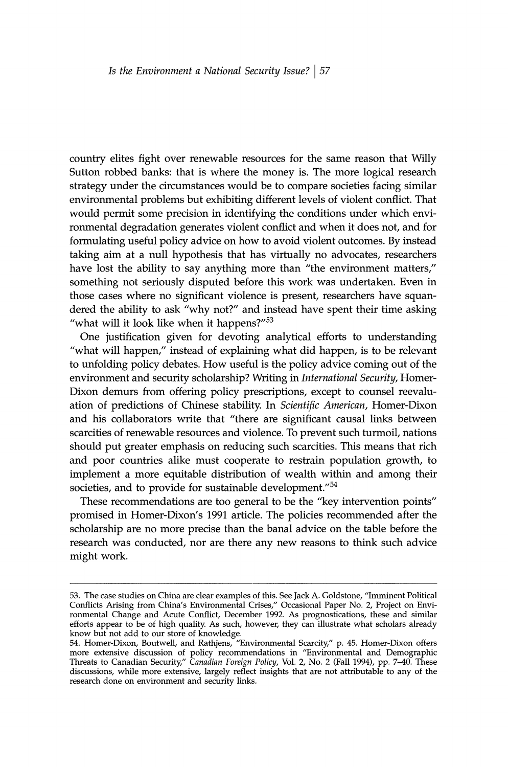country elites fight over renewable resources for the same reason that Willy Sutton robbed banks: that is where the money is. The more logical research strategy under the circumstances would be to compare societies facing similar environmental problems but exhibiting different levels of violent conflict. That would permit some precision in identifying the conditions under which environmental degradation generates violent conflict and when it does not, and for formulating useful policy advice on how to avoid violent outcomes. By instead taking aim at a null hypothesis that has virtually no advocates, researchers have lost the ability to say anything more than "the environment matters," something not seriously disputed before this work was undertaken. Even in those cases where no significant violence is present, researchers have squandered the ability to ask "why not?" and instead have spent their time asking "what will it look like when it happens?"[53]

One justification given for devoting analytical efforts to understanding "what will happen," instead of explaining what did happen, is to be relevant to unfolding policy debates. How useful is the policy advice coming out of the environment and security scholarship? Writing in *International Security*, Homer-Dixon demurs from offering policy prescriptions, except to counsel reevaluation of predictions of Chinese stability. In *Scientific American*, Homer-Dixon and his collaborators write that "there are significant causal links between scarcities of renewable resources and violence. To prevent such turmoil, nations should put greater emphasis on reducing such scarcities. This means that rich and poor countries alike must cooperate to restrain population growth, to implement a more equitable distribution of wealth within and among their societies, and to provide for sustainable development."[54]

These recommendations are too general to be the "key intervention points" promised in Homer-Dixon's 1991 article. The policies recommended after the scholarship are no more precise than the banal advice on the table before the research was conducted, nor are there any new reasons to think such advice might work.

---

53. The case studies on China are clear examples of this. See Jack A. Goldstone, "Imminent Political Conflicts Arising from China's Environmental Crises," Occasional Paper No. 2, Project on Environmental Change and Acute Conflict, December 1992. As prognostications, these and similar efforts appear to be of high quality. As such, however, they can illustrate what scholars already know but not add to our store of knowledge.

54. Homer-Dixon, Boutwell, and Rathjens, "Environmental Scarcity," p. 45. Homer-Dixon offers more extensive discussion of policy recommendations in "Environmental and Demographic Threats to Canadian Security," *Canadian Foreign Policy*, Vol. 2, No. 2 (Fall 1994), pp. 7–40. These discussions, while more extensive, largely reflect insights that are not attributable to any of the research done on environment and security links.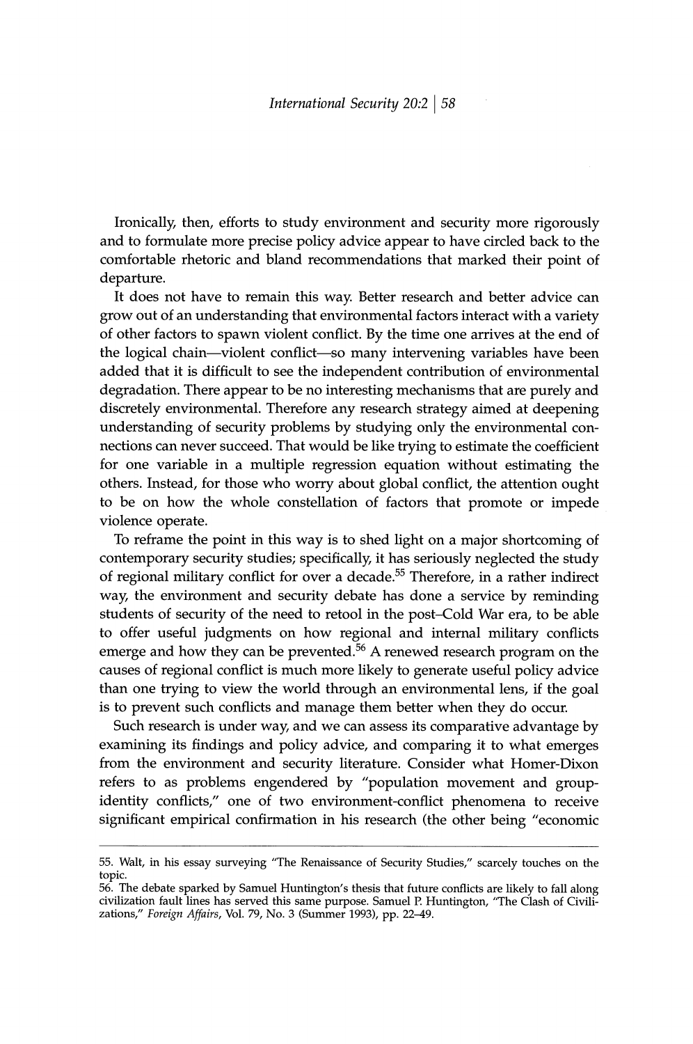Ironically, then, efforts to study environment and security more rigorously and to formulate more precise policy advice appear to have circled back to the comfortable rhetoric and bland recommendations that marked their point of departure.

It does not have to remain this way. Better research and better advice can grow out of an understanding that environmental factors interact with a variety of other factors to spawn violent conflict. By the time one arrives at the end of the logical chain—violent conflict—so many intervening variables have been added that it is difficult to see the independent contribution of environmental degradation. There appear to be no interesting mechanisms that are purely and discretely environmental. Therefore any research strategy aimed at deepening understanding of security problems by studying only the environmental connections can never succeed. That would be like trying to estimate the coefficient for one variable in a multiple regression equation without estimating the others. Instead, for those who worry about global conflict, the attention ought to be on how the whole constellation of factors that promote or impede violence operate.

To reframe the point in this way is to shed light on a major shortcoming of contemporary security studies; specifically, it has seriously neglected the study of regional military conflict for over a decade.[55] Therefore, in a rather indirect way, the environment and security debate has done a service by reminding students of security of the need to retool in the post–Cold War era, to be able to offer useful judgments on how regional and internal military conflicts emerge and how they can be prevented.[56] A renewed research program on the causes of regional conflict is much more likely to generate useful policy advice than one trying to view the world through an environmental lens, if the goal is to prevent such conflicts and manage them better when they do occur.

Such research is under way, and we can assess its comparative advantage by examining its findings and policy advice, and comparing it to what emerges from the environment and security literature. Consider what Homer-Dixon refers to as problems engendered by "population movement and group-identity conflicts," one of two environment-conflict phenomena to receive significant empirical confirmation in his research (the other being "economic

---

55. Walt, in his essay surveying "The Renaissance of Security Studies," scarcely touches on the topic.

56. The debate sparked by Samuel Huntington's thesis that future conflicts are likely to fall along civilization fault lines has served this same purpose. Samuel P. Huntington, "The Clash of Civilizations," *Foreign Affairs*, Vol. 79, No. 3 (Summer 1993), pp. 22–49.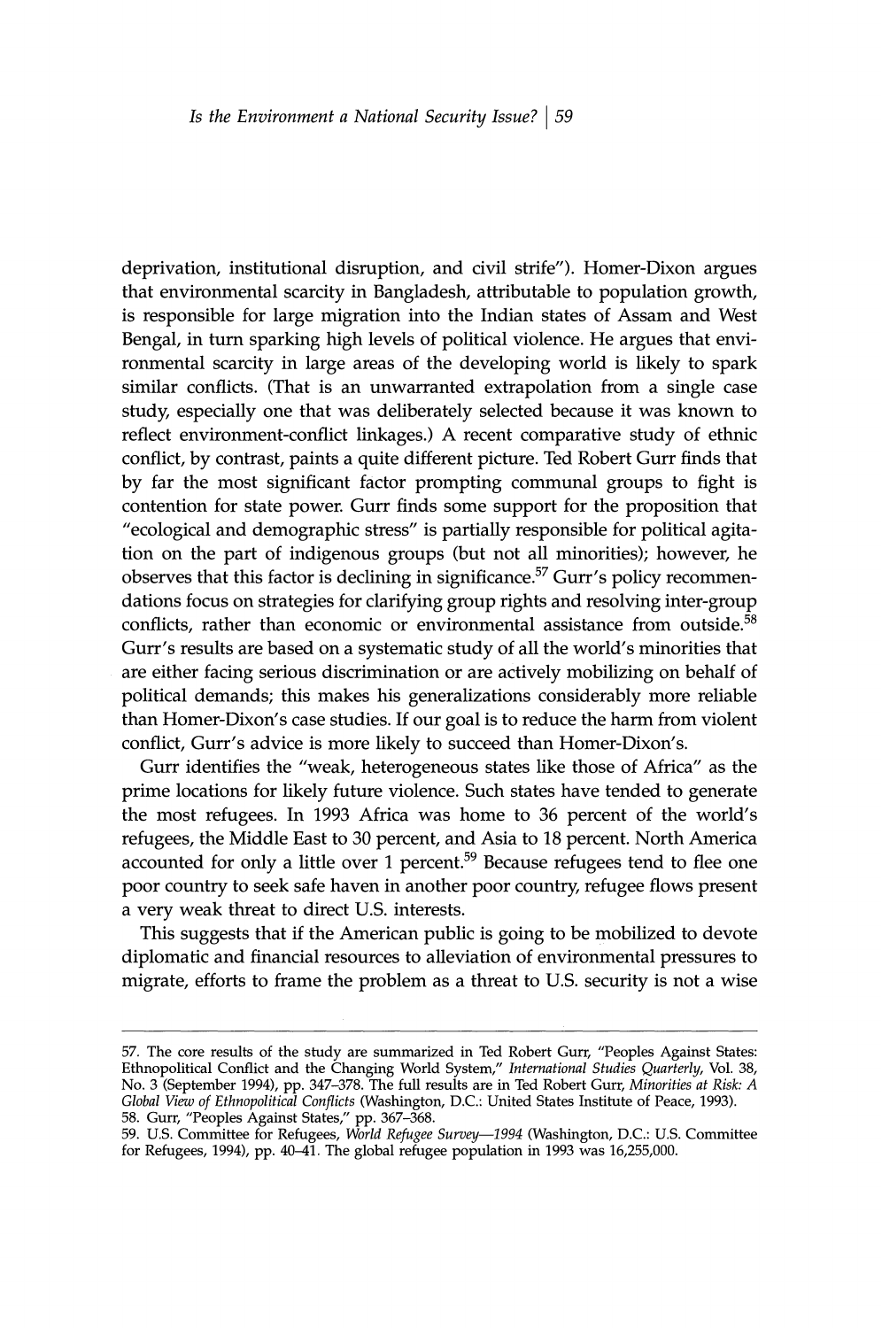deprivation, institutional disruption, and civil strife"). Homer-Dixon argues that environmental scarcity in Bangladesh, attributable to population growth, is responsible for large migration into the Indian states of Assam and West Bengal, in turn sparking high levels of political violence. He argues that environmental scarcity in large areas of the developing world is likely to spark similar conflicts. (That is an unwarranted extrapolation from a single case study, especially one that was deliberately selected because it was known to reflect environment-conflict linkages.) A recent comparative study of ethnic conflict, by contrast, paints a quite different picture. Ted Robert Gurr finds that by far the most significant factor prompting communal groups to fight is contention for state power. Gurr finds some support for the proposition that "ecological and demographic stress" is partially responsible for political agitation on the part of indigenous groups (but not all minorities); however, he observes that this factor is declining in significance.[57] Gurr's policy recommendations focus on strategies for clarifying group rights and resolving inter-group conflicts, rather than economic or environmental assistance from outside.[58] Gurr's results are based on a systematic study of all the world's minorities that are either facing serious discrimination or are actively mobilizing on behalf of political demands; this makes his generalizations considerably more reliable than Homer-Dixon's case studies. If our goal is to reduce the harm from violent conflict, Gurr's advice is more likely to succeed than Homer-Dixon's.

Gurr identifies the "weak, heterogeneous states like those of Africa" as the prime locations for likely future violence. Such states have tended to generate the most refugees. In 1993 Africa was home to 36 percent of the world's refugees, the Middle East to 30 percent, and Asia to 18 percent. North America accounted for only a little over 1 percent.[59] Because refugees tend to flee one poor country to seek safe haven in another poor country, refugee flows present a very weak threat to direct U.S. interests.

This suggests that if the American public is going to be mobilized to devote diplomatic and financial resources to alleviation of environmental pressures to migrate, efforts to frame the problem as a threat to U.S. security is not a wise

---

57. The core results of the study are summarized in Ted Robert Gurr, "Peoples Against States: Ethnopolitical Conflict and the Changing World System," *International Studies Quarterly*, Vol. 38, No. 3 (September 1994), pp. 347–378. The full results are in Ted Robert Gurr, *Minorities at Risk: A Global View of Ethnopolitical Conflicts* (Washington, D.C.: United States Institute of Peace, 1993).

58. Gurr, "Peoples Against States," pp. 367–368.

59. U.S. Committee for Refugees, *World Refugee Survey—1994* (Washington, D.C.: U.S. Committee for Refugees, 1994), pp. 40–41. The global refugee population in 1993 was 16,255,000.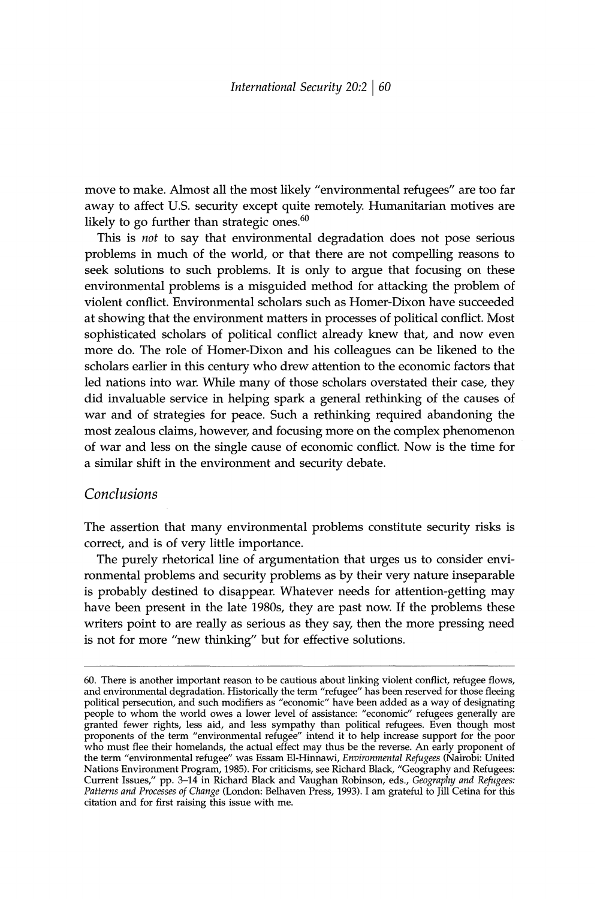move to make. Almost all the most likely "environmental refugees" are too far away to affect U.S. security except quite remotely. Humanitarian motives are likely to go further than strategic ones.[60]

This is *not* to say that environmental degradation does not pose serious problems in much of the world, or that there are not compelling reasons to seek solutions to such problems. It is only to argue that focusing on these environmental problems is a misguided method for attacking the problem of violent conflict. Environmental scholars such as Homer-Dixon have succeeded at showing that the environment matters in processes of political conflict. Most sophisticated scholars of political conflict already knew that, and now even more do. The role of Homer-Dixon and his colleagues can be likened to the scholars earlier in this century who drew attention to the economic factors that led nations into war. While many of those scholars overstated their case, they did invaluable service in helping spark a general rethinking of the causes of war and of strategies for peace. Such a rethinking required abandoning the most zealous claims, however, and focusing more on the complex phenomenon of war and less on the single cause of economic conflict. Now is the time for a similar shift in the environment and security debate.

## Conclusions

The assertion that many environmental problems constitute security risks is correct, and is of very little importance.

The purely rhetorical line of argumentation that urges us to consider environmental problems and security problems as by their very nature inseparable is probably destined to disappear. Whatever needs for attention-getting may have been present in the late 1980s, they are past now. If the problems these writers point to are really as serious as they say, then the more pressing need is not for more "new thinking" but for effective solutions.

---

60. There is another important reason to be cautious about linking violent conflict, refugee flows, and environmental degradation. Historically the term "refugee" has been reserved for those fleeing political persecution, and such modifiers as "economic" have been added as a way of designating people to whom the world owes a lower level of assistance: "economic" refugees generally are granted fewer rights, less aid, and less sympathy than political refugees. Even though most proponents of the term "environmental refugee" intend it to help increase support for the poor who must flee their homelands, the actual effect may thus be the reverse. An early proponent of the term "environmental refugee" was Essam El-Hinnawi, *Environmental Refugees* (Nairobi: United Nations Environment Program, 1985). For criticisms, see Richard Black, "Geography and Refugees: Current Issues," pp. 3–14 in Richard Black and Vaughan Robinson, eds., *Geography and Refugees: Patterns and Processes of Change* (London: Belhaven Press, 1993). I am grateful to Jill Cetina for this citation and for first raising this issue with me.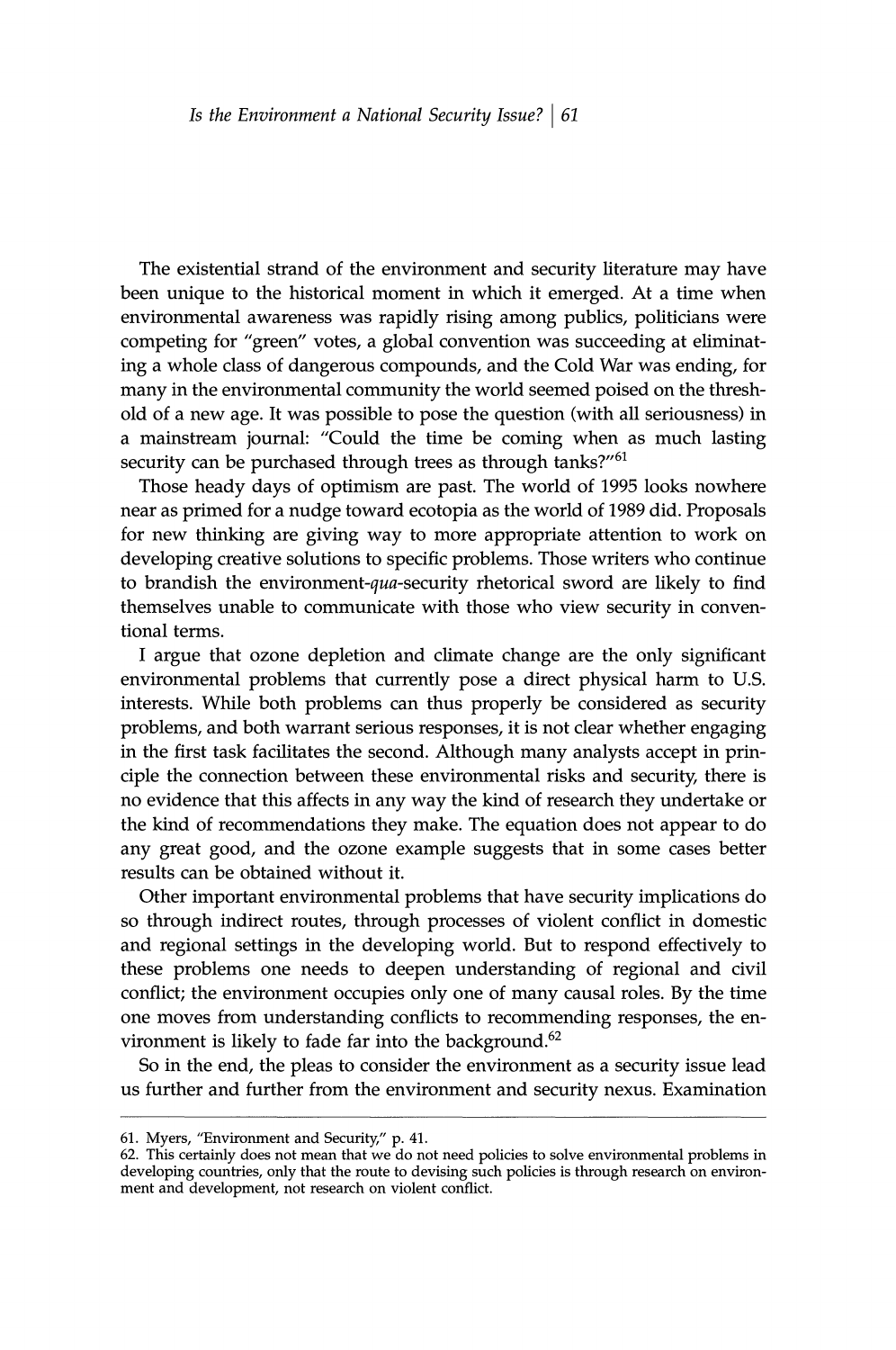The existential strand of the environment and security literature may have been unique to the historical moment in which it emerged. At a time when environmental awareness was rapidly rising among publics, politicians were competing for "green" votes, a global convention was succeeding at eliminating a whole class of dangerous compounds, and the Cold War was ending, for many in the environmental community the world seemed poised on the threshold of a new age. It was possible to pose the question (with all seriousness) in a mainstream journal: "Could the time be coming when as much lasting security can be purchased through trees as through tanks?"[61]

Those heady days of optimism are past. The world of 1995 looks nowhere near as primed for a nudge toward ecotopia as the world of 1989 did. Proposals for new thinking are giving way to more appropriate attention to work on developing creative solutions to specific problems. Those writers who continue to brandish the environment-*qua*-security rhetorical sword are likely to find themselves unable to communicate with those who view security in conventional terms.

I argue that ozone depletion and climate change are the only significant environmental problems that currently pose a direct physical harm to U.S. interests. While both problems can thus properly be considered as security problems, and both warrant serious responses, it is not clear whether engaging in the first task facilitates the second. Although many analysts accept in principle the connection between these environmental risks and security, there is no evidence that this affects in any way the kind of research they undertake or the kind of recommendations they make. The equation does not appear to do any great good, and the ozone example suggests that in some cases better results can be obtained without it.

Other important environmental problems that have security implications do so through indirect routes, through processes of violent conflict in domestic and regional settings in the developing world. But to respond effectively to these problems one needs to deepen understanding of regional and civil conflict; the environment occupies only one of many causal roles. By the time one moves from understanding conflicts to recommending responses, the environment is likely to fade far into the background.[62]

So in the end, the pleas to consider the environment as a security issue lead us further and further from the environment and security nexus. Examination

---

61. Myers, "Environment and Security," p. 41.

62. This certainly does not mean that we do not need policies to solve environmental problems in developing countries, only that the route to devising such policies is through research on environment and development, not research on violent conflict.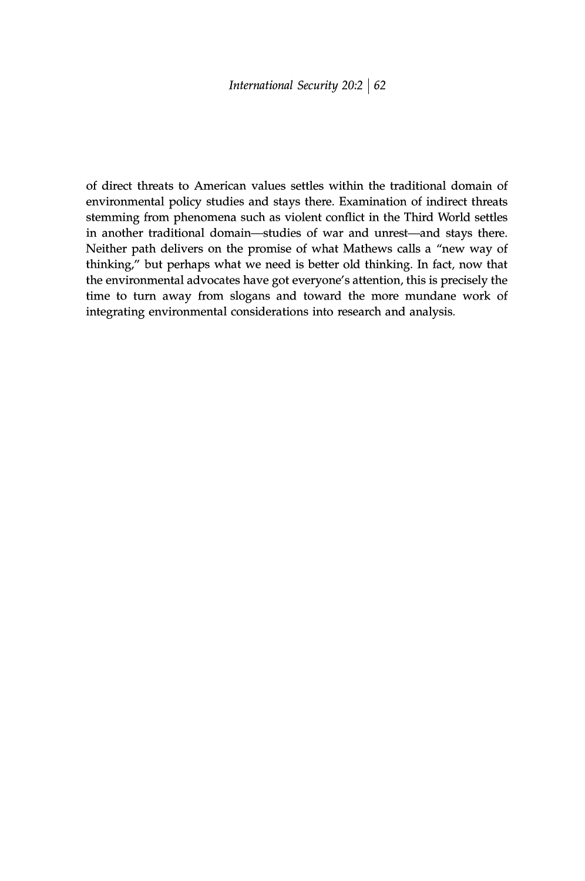of direct threats to American values settles within the traditional domain of environmental policy studies and stays there. Examination of indirect threats stemming from phenomena such as violent conflict in the Third World settles in another traditional domain—studies of war and unrest—and stays there. Neither path delivers on the promise of what Mathews calls a "new way of thinking," but perhaps what we need is better old thinking. In fact, now that the environmental advocates have got everyone's attention, this is precisely the time to turn away from slogans and toward the more mundane work of integrating environmental considerations into research and analysis.